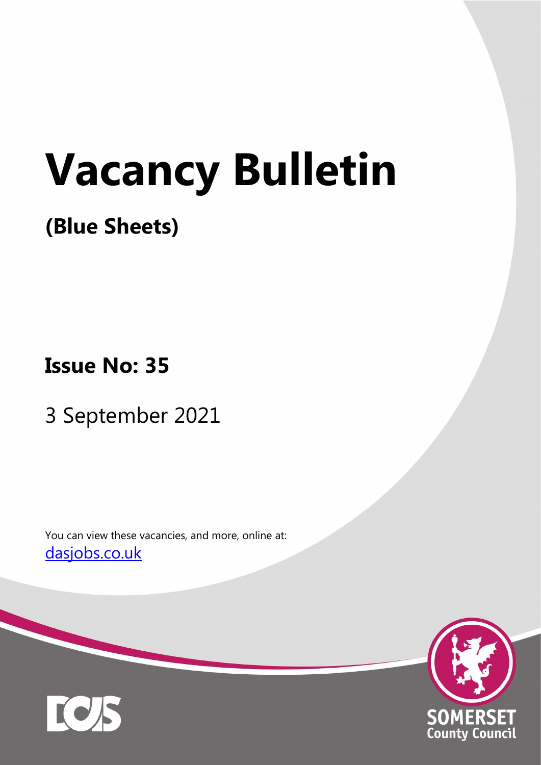# Vacancy Bulletin

## (Blue Sheets)

## Issue No: 35

3 September 2021

You can view these vacancies, and more, online at:
[dasjobs.co.uk](dasjobs.co.uk)

SOMERSET
County Council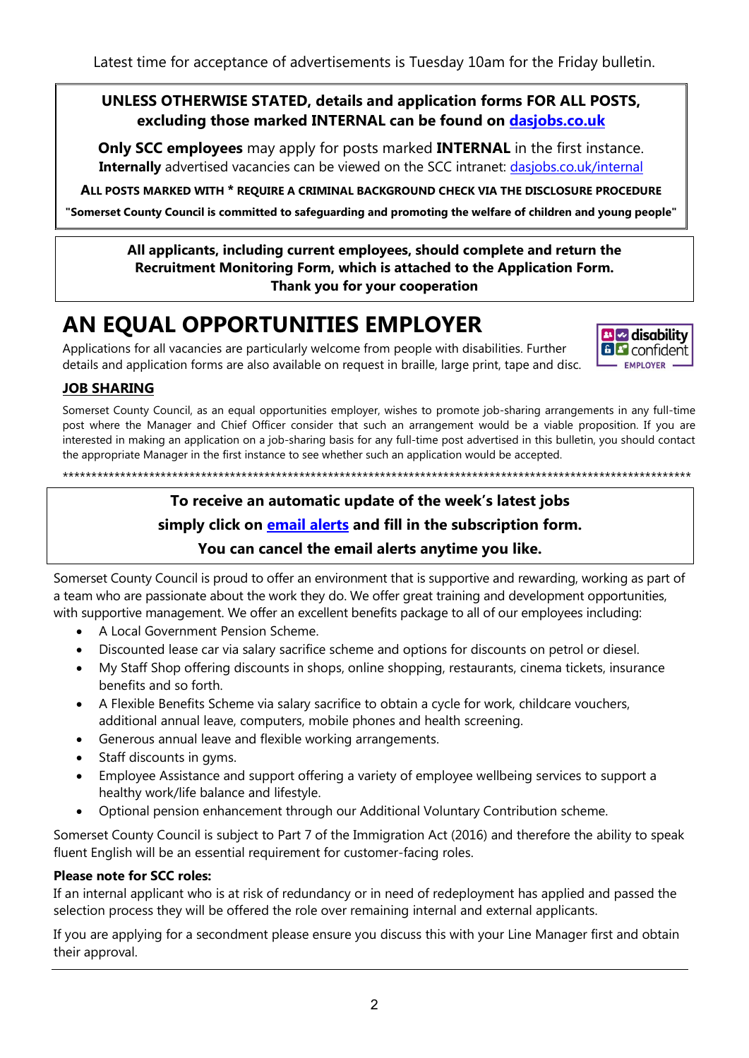Latest time for acceptance of advertisements is Tuesday 10am for the Friday bulletin.

**UNLESS OTHERWISE STATED, details and application forms FOR ALL POSTS, excluding those marked INTERNAL can be found on [dasjobs.co.uk](dasjobs.co.uk)**

**Only SCC employees** may apply for posts marked **INTERNAL** in the first instance. **Internally** advertised vacancies can be viewed on the SCC intranet: [dasjobs.co.uk/internal](dasjobs.co.uk/internal)

**ALL POSTS MARKED WITH * REQUIRE A CRIMINAL BACKGROUND CHECK VIA THE DISCLOSURE PROCEDURE**

**"Somerset County Council is committed to safeguarding and promoting the welfare of children and young people"**

**All applicants, including current employees, should complete and return the Recruitment Monitoring Form, which is attached to the Application Form. Thank you for your cooperation**

# AN EQUAL OPPORTUNITIES EMPLOYER

Applications for all vacancies are particularly welcome from people with disabilities. Further details and application forms are also available on request in braille, large print, tape and disc.

disability confident EMPLOYER

## JOB SHARING

Somerset County Council, as an equal opportunities employer, wishes to promote job-sharing arrangements in any full-time post where the Manager and Chief Officer consider that such an arrangement would be a viable proposition. If you are interested in making an application on a job-sharing basis for any full-time post advertised in this bulletin, you should contact the appropriate Manager in the first instance to see whether such an application would be accepted.

******************************************************************************************************

**To receive an automatic update of the week's latest jobs simply click on [email alerts](email alerts) and fill in the subscription form. You can cancel the email alerts anytime you like.**

Somerset County Council is proud to offer an environment that is supportive and rewarding, working as part of a team who are passionate about the work they do. We offer great training and development opportunities, with supportive management. We offer an excellent benefits package to all of our employees including:

- A Local Government Pension Scheme.
- Discounted lease car via salary sacrifice scheme and options for discounts on petrol or diesel.
- My Staff Shop offering discounts in shops, online shopping, restaurants, cinema tickets, insurance benefits and so forth.
- A Flexible Benefits Scheme via salary sacrifice to obtain a cycle for work, childcare vouchers, additional annual leave, computers, mobile phones and health screening.
- Generous annual leave and flexible working arrangements.
- Staff discounts in gyms.
- Employee Assistance and support offering a variety of employee wellbeing services to support a healthy work/life balance and lifestyle.
- Optional pension enhancement through our Additional Voluntary Contribution scheme.

Somerset County Council is subject to Part 7 of the Immigration Act (2016) and therefore the ability to speak fluent English will be an essential requirement for customer-facing roles.

**Please note for SCC roles:**

If an internal applicant who is at risk of redundancy or in need of redeployment has applied and passed the selection process they will be offered the role over remaining internal and external applicants.

If you are applying for a secondment please ensure you discuss this with your Line Manager first and obtain their approval.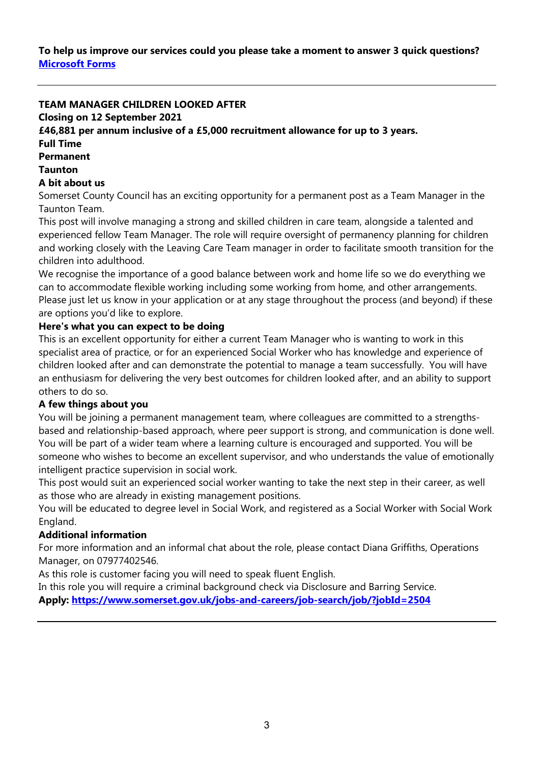**To help us improve our services could you please take a moment to answer 3 quick questions?**
**[Microsoft Forms](Microsoft Forms)**

---

**TEAM MANAGER CHILDREN LOOKED AFTER**
**Closing on 12 September 2021**
**£46,881 per annum inclusive of a £5,000 recruitment allowance for up to 3 years.**
**Full Time**
**Permanent**
**Taunton**

**A bit about us**

Somerset County Council has an exciting opportunity for a permanent post as a Team Manager in the Taunton Team.

This post will involve managing a strong and skilled children in care team, alongside a talented and experienced fellow Team Manager. The role will require oversight of permanency planning for children and working closely with the Leaving Care Team manager in order to facilitate smooth transition for the children into adulthood.

We recognise the importance of a good balance between work and home life so we do everything we can to accommodate flexible working including some working from home, and other arrangements. Please just let us know in your application or at any stage throughout the process (and beyond) if these are options you'd like to explore.

**Here's what you can expect to be doing**

This is an excellent opportunity for either a current Team Manager who is wanting to work in this specialist area of practice, or for an experienced Social Worker who has knowledge and experience of children looked after and can demonstrate the potential to manage a team successfully. You will have an enthusiasm for delivering the very best outcomes for children looked after, and an ability to support others to do so.

**A few things about you**

You will be joining a permanent management team, where colleagues are committed to a strengths-based and relationship-based approach, where peer support is strong, and communication is done well. You will be part of a wider team where a learning culture is encouraged and supported. You will be someone who wishes to become an excellent supervisor, and who understands the value of emotionally intelligent practice supervision in social work.

This post would suit an experienced social worker wanting to take the next step in their career, as well as those who are already in existing management positions.

You will be educated to degree level in Social Work, and registered as a Social Worker with Social Work England.

**Additional information**

For more information and an informal chat about the role, please contact Diana Griffiths, Operations Manager, on 07977402546.

As this role is customer facing you will need to speak fluent English.

In this role you will require a criminal background check via Disclosure and Barring Service.

**Apply: [https://www.somerset.gov.uk/jobs-and-careers/job-search/job/?jobId=2504](https://www.somerset.gov.uk/jobs-and-careers/job-search/job/?jobId=2504)**

---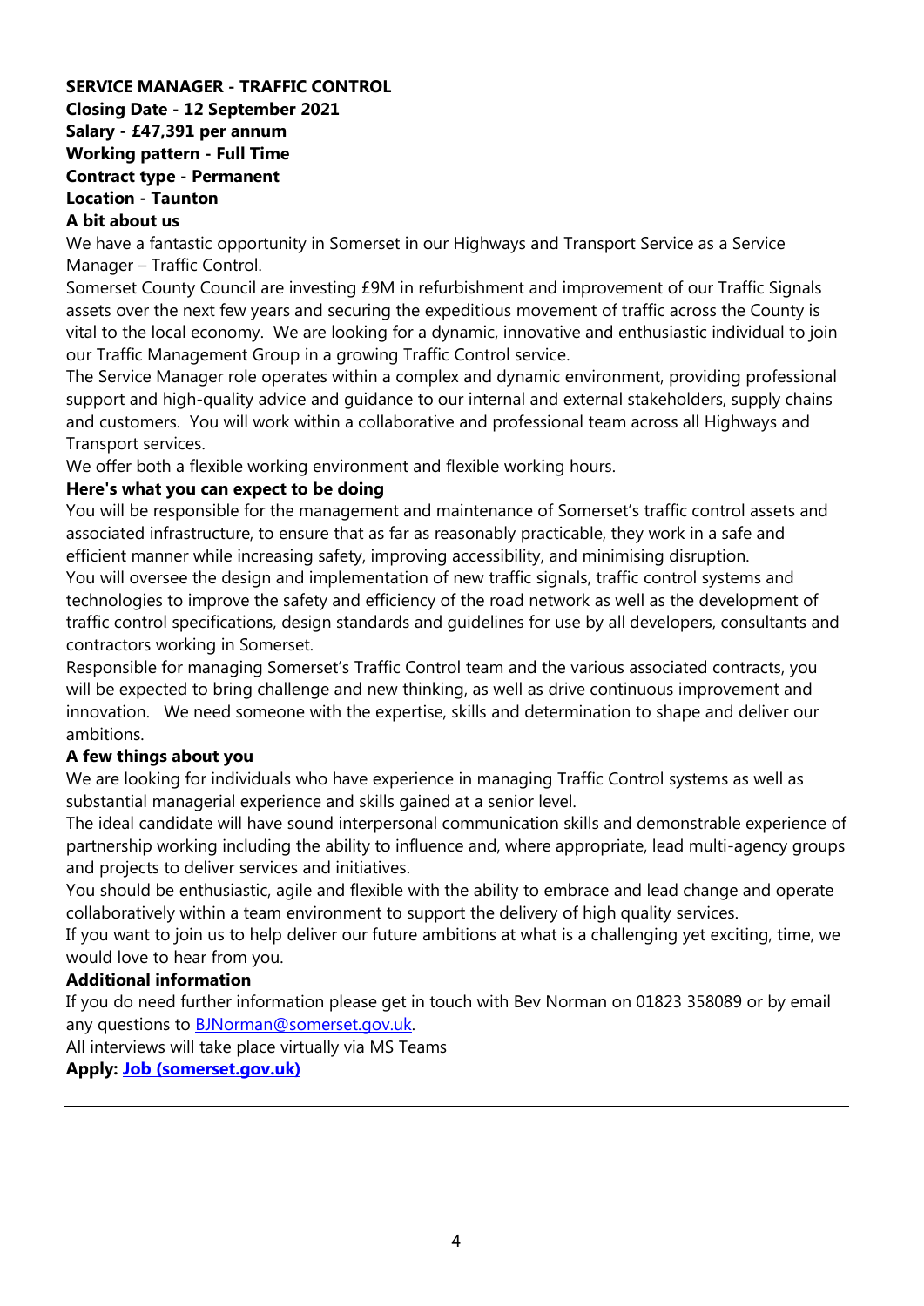**SERVICE MANAGER - TRAFFIC CONTROL**
**Closing Date - 12 September 2021**
**Salary - £47,391 per annum**
**Working pattern - Full Time**
**Contract type - Permanent**
**Location - Taunton**

**A bit about us**

We have a fantastic opportunity in Somerset in our Highways and Transport Service as a Service Manager – Traffic Control.

Somerset County Council are investing £9M in refurbishment and improvement of our Traffic Signals assets over the next few years and securing the expeditious movement of traffic across the County is vital to the local economy. We are looking for a dynamic, innovative and enthusiastic individual to join our Traffic Management Group in a growing Traffic Control service.

The Service Manager role operates within a complex and dynamic environment, providing professional support and high-quality advice and guidance to our internal and external stakeholders, supply chains and customers. You will work within a collaborative and professional team across all Highways and Transport services.

We offer both a flexible working environment and flexible working hours.

**Here's what you can expect to be doing**

You will be responsible for the management and maintenance of Somerset's traffic control assets and associated infrastructure, to ensure that as far as reasonably practicable, they work in a safe and efficient manner while increasing safety, improving accessibility, and minimising disruption.

You will oversee the design and implementation of new traffic signals, traffic control systems and technologies to improve the safety and efficiency of the road network as well as the development of traffic control specifications, design standards and guidelines for use by all developers, consultants and contractors working in Somerset.

Responsible for managing Somerset's Traffic Control team and the various associated contracts, you will be expected to bring challenge and new thinking, as well as drive continuous improvement and innovation. We need someone with the expertise, skills and determination to shape and deliver our ambitions.

**A few things about you**

We are looking for individuals who have experience in managing Traffic Control systems as well as substantial managerial experience and skills gained at a senior level.

The ideal candidate will have sound interpersonal communication skills and demonstrable experience of partnership working including the ability to influence and, where appropriate, lead multi-agency groups and projects to deliver services and initiatives.

You should be enthusiastic, agile and flexible with the ability to embrace and lead change and operate collaboratively within a team environment to support the delivery of high quality services.

If you want to join us to help deliver our future ambitions at what is a challenging yet exciting, time, we would love to hear from you.

**Additional information**

If you do need further information please get in touch with Bev Norman on 01823 358089 or by email any questions to [BJNorman@somerset.gov.uk](mailto:BJNorman@somerset.gov.uk).

All interviews will take place virtually via MS Teams

**Apply: [Job (somerset.gov.uk)]()**

---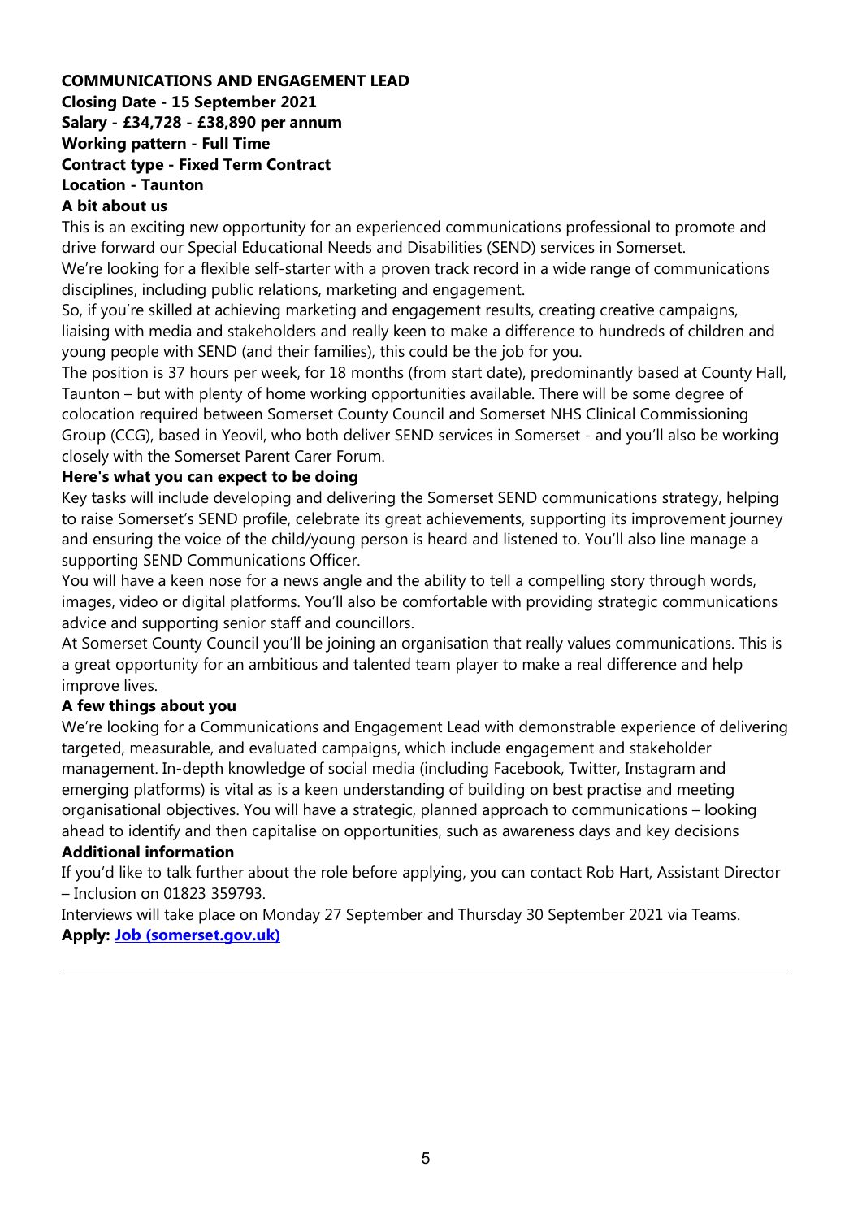**COMMUNICATIONS AND ENGAGEMENT LEAD**

**Closing Date - 15 September 2021**

**Salary - £34,728 - £38,890 per annum**

**Working pattern - Full Time**

**Contract type - Fixed Term Contract**

**Location - Taunton**

**A bit about us**

This is an exciting new opportunity for an experienced communications professional to promote and drive forward our Special Educational Needs and Disabilities (SEND) services in Somerset.

We're looking for a flexible self-starter with a proven track record in a wide range of communications disciplines, including public relations, marketing and engagement.

So, if you're skilled at achieving marketing and engagement results, creating creative campaigns, liaising with media and stakeholders and really keen to make a difference to hundreds of children and young people with SEND (and their families), this could be the job for you.

The position is 37 hours per week, for 18 months (from start date), predominantly based at County Hall, Taunton – but with plenty of home working opportunities available. There will be some degree of colocation required between Somerset County Council and Somerset NHS Clinical Commissioning Group (CCG), based in Yeovil, who both deliver SEND services in Somerset - and you'll also be working closely with the Somerset Parent Carer Forum.

**Here's what you can expect to be doing**

Key tasks will include developing and delivering the Somerset SEND communications strategy, helping to raise Somerset's SEND profile, celebrate its great achievements, supporting its improvement journey and ensuring the voice of the child/young person is heard and listened to. You'll also line manage a supporting SEND Communications Officer.

You will have a keen nose for a news angle and the ability to tell a compelling story through words, images, video or digital platforms. You'll also be comfortable with providing strategic communications advice and supporting senior staff and councillors.

At Somerset County Council you'll be joining an organisation that really values communications. This is a great opportunity for an ambitious and talented team player to make a real difference and help improve lives.

**A few things about you**

We're looking for a Communications and Engagement Lead with demonstrable experience of delivering targeted, measurable, and evaluated campaigns, which include engagement and stakeholder management. In-depth knowledge of social media (including Facebook, Twitter, Instagram and emerging platforms) is vital as is a keen understanding of building on best practise and meeting organisational objectives. You will have a strategic, planned approach to communications – looking ahead to identify and then capitalise on opportunities, such as awareness days and key decisions

**Additional information**

If you'd like to talk further about the role before applying, you can contact Rob Hart, Assistant Director – Inclusion on 01823 359793.

Interviews will take place on Monday 27 September and Thursday 30 September 2021 via Teams.

**Apply: [Job (somerset.gov.uk)]()**

---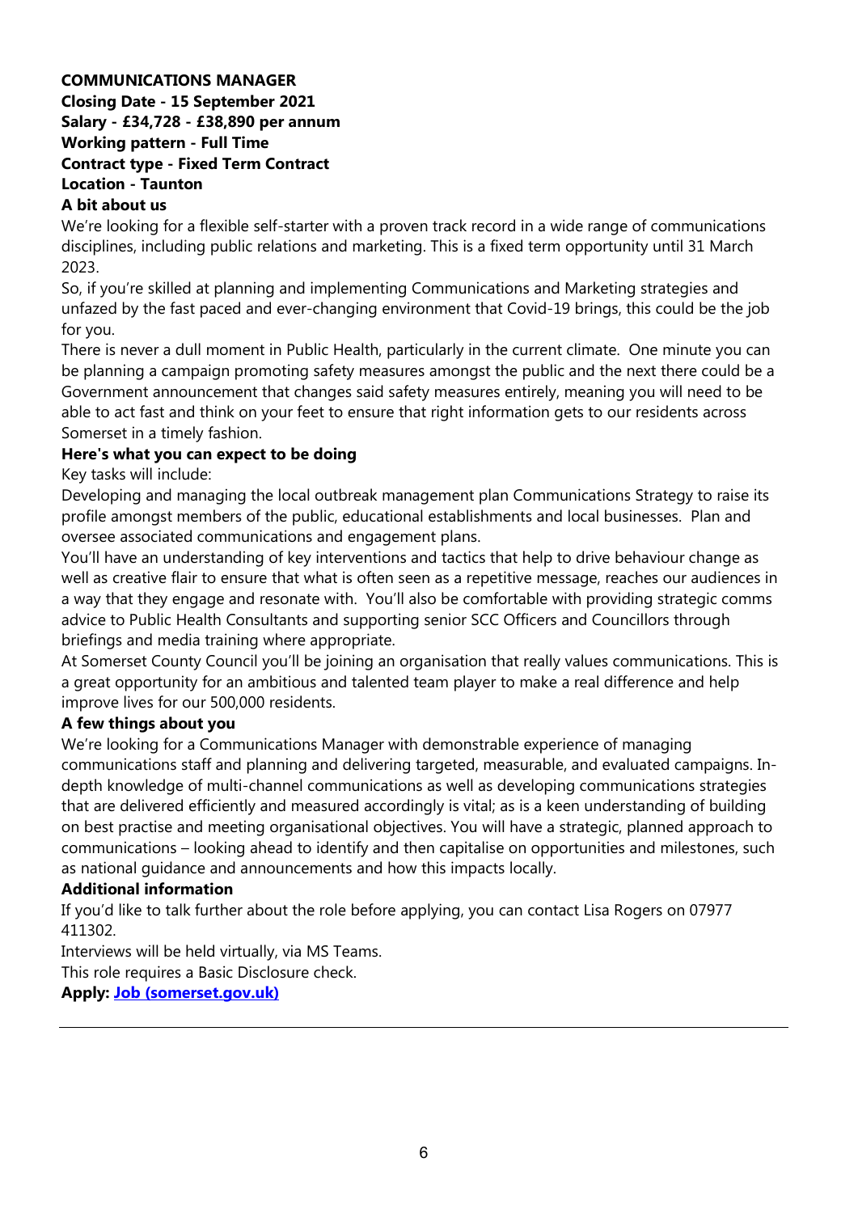**COMMUNICATIONS MANAGER**
**Closing Date - 15 September 2021**
**Salary - £34,728 - £38,890 per annum**
**Working pattern - Full Time**
**Contract type - Fixed Term Contract**
**Location - Taunton**

**A bit about us**

We're looking for a flexible self-starter with a proven track record in a wide range of communications disciplines, including public relations and marketing. This is a fixed term opportunity until 31 March 2023.

So, if you're skilled at planning and implementing Communications and Marketing strategies and unfazed by the fast paced and ever-changing environment that Covid-19 brings, this could be the job for you.

There is never a dull moment in Public Health, particularly in the current climate. One minute you can be planning a campaign promoting safety measures amongst the public and the next there could be a Government announcement that changes said safety measures entirely, meaning you will need to be able to act fast and think on your feet to ensure that right information gets to our residents across Somerset in a timely fashion.

**Here's what you can expect to be doing**

Key tasks will include:

Developing and managing the local outbreak management plan Communications Strategy to raise its profile amongst members of the public, educational establishments and local businesses. Plan and oversee associated communications and engagement plans.

You'll have an understanding of key interventions and tactics that help to drive behaviour change as well as creative flair to ensure that what is often seen as a repetitive message, reaches our audiences in a way that they engage and resonate with. You'll also be comfortable with providing strategic comms advice to Public Health Consultants and supporting senior SCC Officers and Councillors through briefings and media training where appropriate.

At Somerset County Council you'll be joining an organisation that really values communications. This is a great opportunity for an ambitious and talented team player to make a real difference and help improve lives for our 500,000 residents.

**A few things about you**

We're looking for a Communications Manager with demonstrable experience of managing communications staff and planning and delivering targeted, measurable, and evaluated campaigns. In-depth knowledge of multi-channel communications as well as developing communications strategies that are delivered efficiently and measured accordingly is vital; as is a keen understanding of building on best practise and meeting organisational objectives. You will have a strategic, planned approach to communications – looking ahead to identify and then capitalise on opportunities and milestones, such as national guidance and announcements and how this impacts locally.

**Additional information**

If you'd like to talk further about the role before applying, you can contact Lisa Rogers on 07977 411302.

Interviews will be held virtually, via MS Teams.

This role requires a Basic Disclosure check.

**Apply: Job (somerset.gov.uk)**

---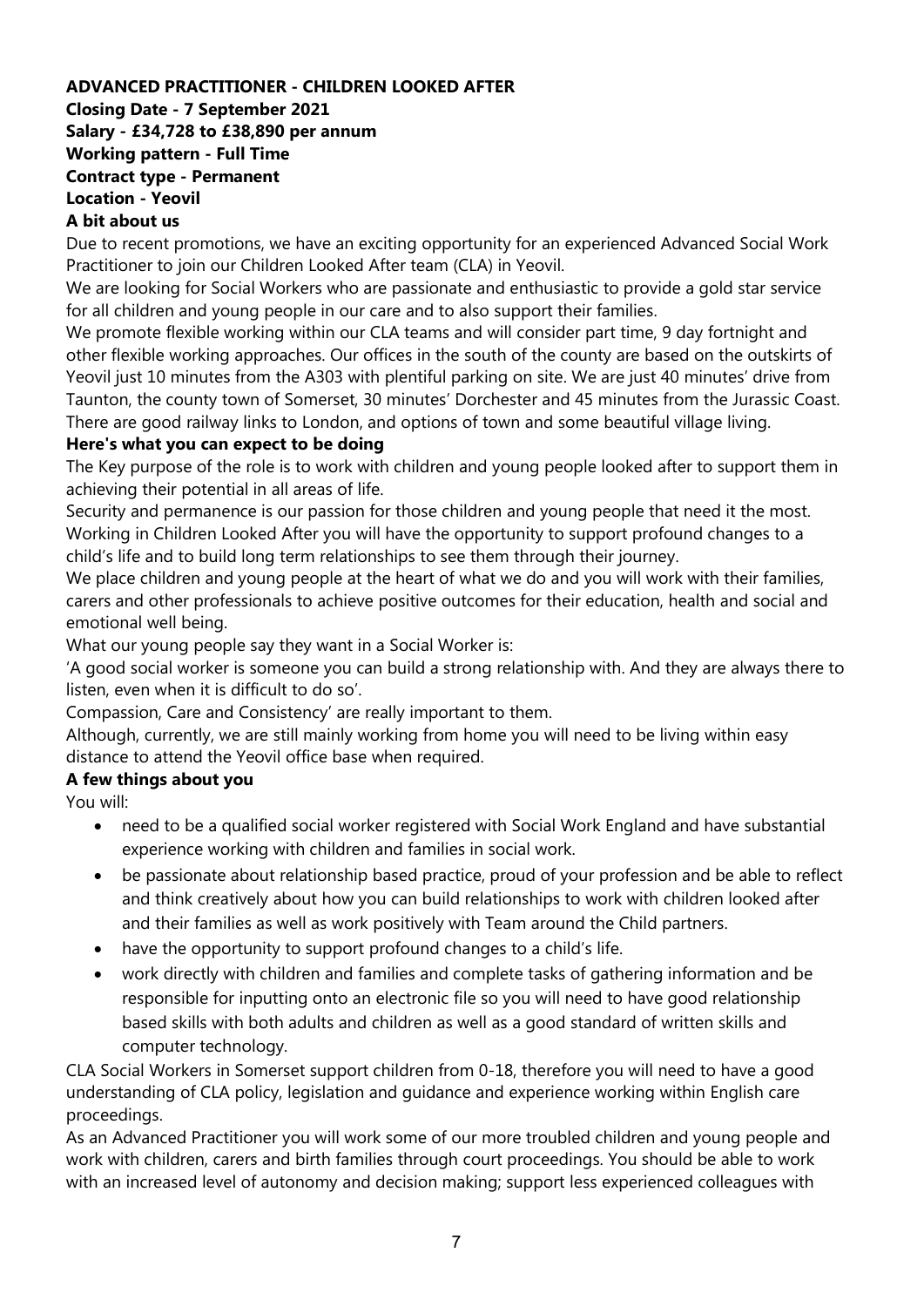**ADVANCED PRACTITIONER - CHILDREN LOOKED AFTER**

**Closing Date - 7 September 2021**

**Salary - £34,728 to £38,890 per annum**

**Working pattern - Full Time**

**Contract type - Permanent**

**Location - Yeovil**

**A bit about us**

Due to recent promotions, we have an exciting opportunity for an experienced Advanced Social Work Practitioner to join our Children Looked After team (CLA) in Yeovil.

We are looking for Social Workers who are passionate and enthusiastic to provide a gold star service for all children and young people in our care and to also support their families.

We promote flexible working within our CLA teams and will consider part time, 9 day fortnight and other flexible working approaches. Our offices in the south of the county are based on the outskirts of Yeovil just 10 minutes from the A303 with plentiful parking on site. We are just 40 minutes' drive from Taunton, the county town of Somerset, 30 minutes' Dorchester and 45 minutes from the Jurassic Coast. There are good railway links to London, and options of town and some beautiful village living.

**Here's what you can expect to be doing**

The Key purpose of the role is to work with children and young people looked after to support them in achieving their potential in all areas of life.

Security and permanence is our passion for those children and young people that need it the most. Working in Children Looked After you will have the opportunity to support profound changes to a child's life and to build long term relationships to see them through their journey.

We place children and young people at the heart of what we do and you will work with their families, carers and other professionals to achieve positive outcomes for their education, health and social and emotional well being.

What our young people say they want in a Social Worker is:

'A good social worker is someone you can build a strong relationship with. And they are always there to listen, even when it is difficult to do so'.

Compassion, Care and Consistency' are really important to them.

Although, currently, we are still mainly working from home you will need to be living within easy distance to attend the Yeovil office base when required.

**A few things about you**

You will:

- need to be a qualified social worker registered with Social Work England and have substantial experience working with children and families in social work.
- be passionate about relationship based practice, proud of your profession and be able to reflect and think creatively about how you can build relationships to work with children looked after and their families as well as work positively with Team around the Child partners.
- have the opportunity to support profound changes to a child's life.
- work directly with children and families and complete tasks of gathering information and be responsible for inputting onto an electronic file so you will need to have good relationship based skills with both adults and children as well as a good standard of written skills and computer technology.

CLA Social Workers in Somerset support children from 0-18, therefore you will need to have a good understanding of CLA policy, legislation and guidance and experience working within English care proceedings.

As an Advanced Practitioner you will work some of our more troubled children and young people and work with children, carers and birth families through court proceedings. You should be able to work with an increased level of autonomy and decision making; support less experienced colleagues with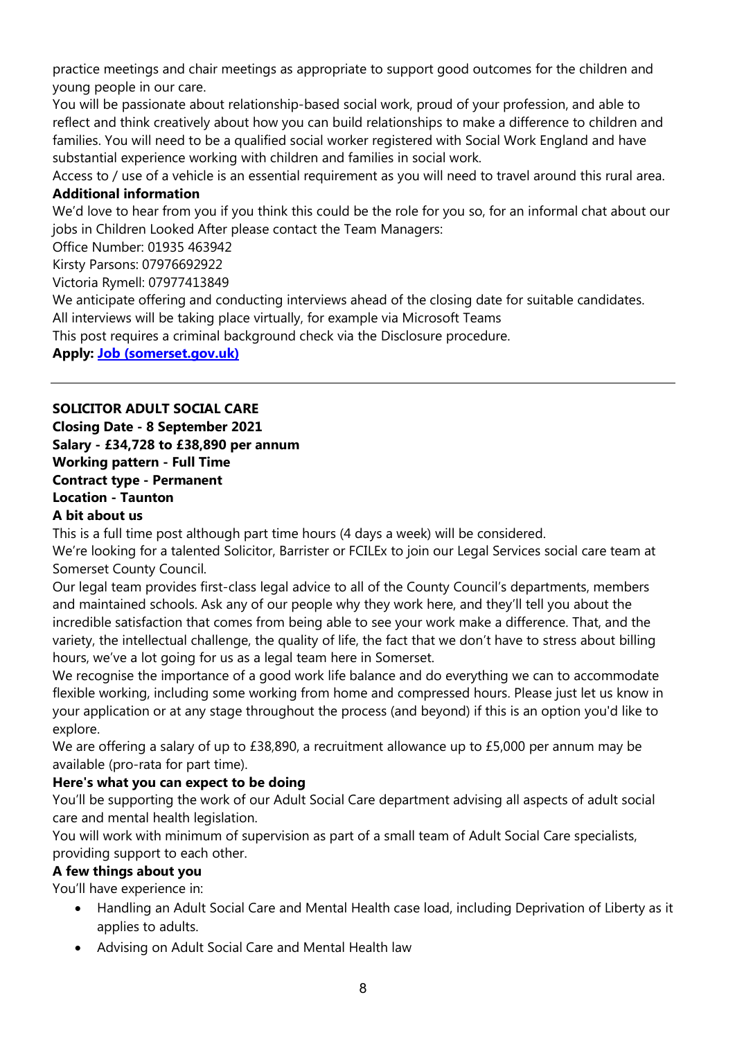practice meetings and chair meetings as appropriate to support good outcomes for the children and young people in our care.

You will be passionate about relationship-based social work, proud of your profession, and able to reflect and think creatively about how you can build relationships to make a difference to children and families. You will need to be a qualified social worker registered with Social Work England and have substantial experience working with children and families in social work.

Access to / use of a vehicle is an essential requirement as you will need to travel around this rural area.

**Additional information**

We'd love to hear from you if you think this could be the role for you so, for an informal chat about our jobs in Children Looked After please contact the Team Managers:

Office Number: 01935 463942

Kirsty Parsons: 07976692922

Victoria Rymell: 07977413849

We anticipate offering and conducting interviews ahead of the closing date for suitable candidates.

All interviews will be taking place virtually, for example via Microsoft Teams

This post requires a criminal background check via the Disclosure procedure.

**Apply: [Job (somerset.gov.uk)]()**

---

**SOLICITOR ADULT SOCIAL CARE**

**Closing Date - 8 September 2021**

**Salary - £34,728 to £38,890 per annum**

**Working pattern - Full Time**

**Contract type - Permanent**

**Location - Taunton**

**A bit about us**

This is a full time post although part time hours (4 days a week) will be considered.

We're looking for a talented Solicitor, Barrister or FCILEx to join our Legal Services social care team at Somerset County Council.

Our legal team provides first-class legal advice to all of the County Council's departments, members and maintained schools. Ask any of our people why they work here, and they'll tell you about the incredible satisfaction that comes from being able to see your work make a difference. That, and the variety, the intellectual challenge, the quality of life, the fact that we don't have to stress about billing hours, we've a lot going for us as a legal team here in Somerset.

We recognise the importance of a good work life balance and do everything we can to accommodate flexible working, including some working from home and compressed hours. Please just let us know in your application or at any stage throughout the process (and beyond) if this is an option you'd like to explore.

We are offering a salary of up to £38,890, a recruitment allowance up to £5,000 per annum may be available (pro-rata for part time).

**Here's what you can expect to be doing**

You'll be supporting the work of our Adult Social Care department advising all aspects of adult social care and mental health legislation.

You will work with minimum of supervision as part of a small team of Adult Social Care specialists, providing support to each other.

**A few things about you**

You'll have experience in:

- Handling an Adult Social Care and Mental Health case load, including Deprivation of Liberty as it applies to adults.
- Advising on Adult Social Care and Mental Health law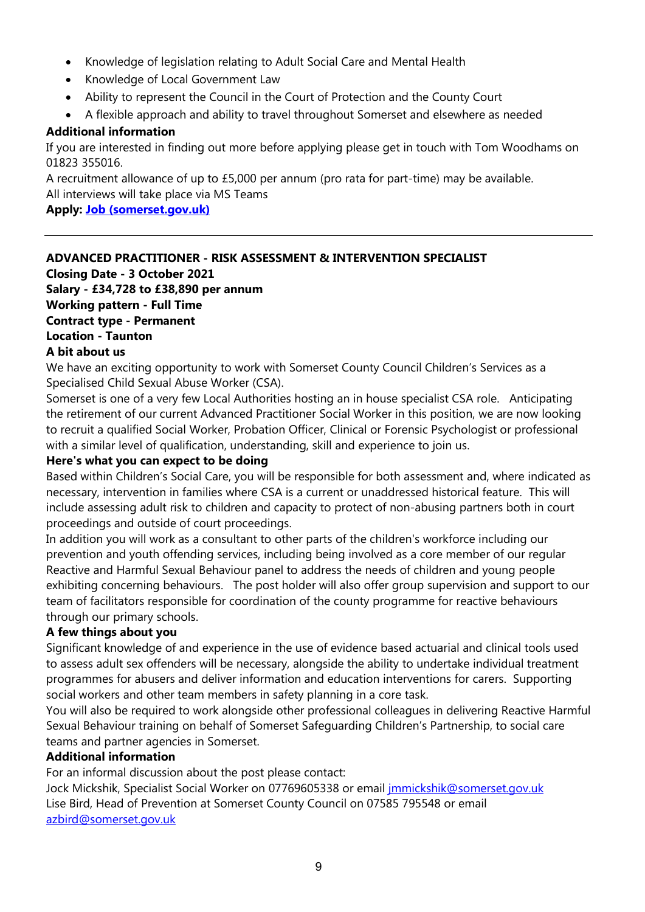- Knowledge of legislation relating to Adult Social Care and Mental Health
- Knowledge of Local Government Law
- Ability to represent the Council in the Court of Protection and the County Court
- A flexible approach and ability to travel throughout Somerset and elsewhere as needed

**Additional information**

If you are interested in finding out more before applying please get in touch with Tom Woodhams on 01823 355016.

A recruitment allowance of up to £5,000 per annum (pro rata for part-time) may be available.

All interviews will take place via MS Teams

**Apply: [Job (somerset.gov.uk)]()**

---

**ADVANCED PRACTITIONER - RISK ASSESSMENT & INTERVENTION SPECIALIST**

**Closing Date - 3 October 2021**

**Salary - £34,728 to £38,890 per annum**

**Working pattern - Full Time**

**Contract type - Permanent**

**Location - Taunton**

**A bit about us**

We have an exciting opportunity to work with Somerset County Council Children's Services as a Specialised Child Sexual Abuse Worker (CSA).

Somerset is one of a very few Local Authorities hosting an in house specialist CSA role. Anticipating the retirement of our current Advanced Practitioner Social Worker in this position, we are now looking to recruit a qualified Social Worker, Probation Officer, Clinical or Forensic Psychologist or professional with a similar level of qualification, understanding, skill and experience to join us.

**Here's what you can expect to be doing**

Based within Children's Social Care, you will be responsible for both assessment and, where indicated as necessary, intervention in families where CSA is a current or unaddressed historical feature. This will include assessing adult risk to children and capacity to protect of non-abusing partners both in court proceedings and outside of court proceedings.

In addition you will work as a consultant to other parts of the children's workforce including our prevention and youth offending services, including being involved as a core member of our regular Reactive and Harmful Sexual Behaviour panel to address the needs of children and young people exhibiting concerning behaviours. The post holder will also offer group supervision and support to our team of facilitators responsible for coordination of the county programme for reactive behaviours through our primary schools.

**A few things about you**

Significant knowledge of and experience in the use of evidence based actuarial and clinical tools used to assess adult sex offenders will be necessary, alongside the ability to undertake individual treatment programmes for abusers and deliver information and education interventions for carers. Supporting social workers and other team members in safety planning in a core task.

You will also be required to work alongside other professional colleagues in delivering Reactive Harmful Sexual Behaviour training on behalf of Somerset Safeguarding Children's Partnership, to social care teams and partner agencies in Somerset.

**Additional information**

For an informal discussion about the post please contact:

Jock Mickshik, Specialist Social Worker on 07769605338 or email jmmickshik@somerset.gov.uk

Lise Bird, Head of Prevention at Somerset County Council on 07585 795548 or email azbird@somerset.gov.uk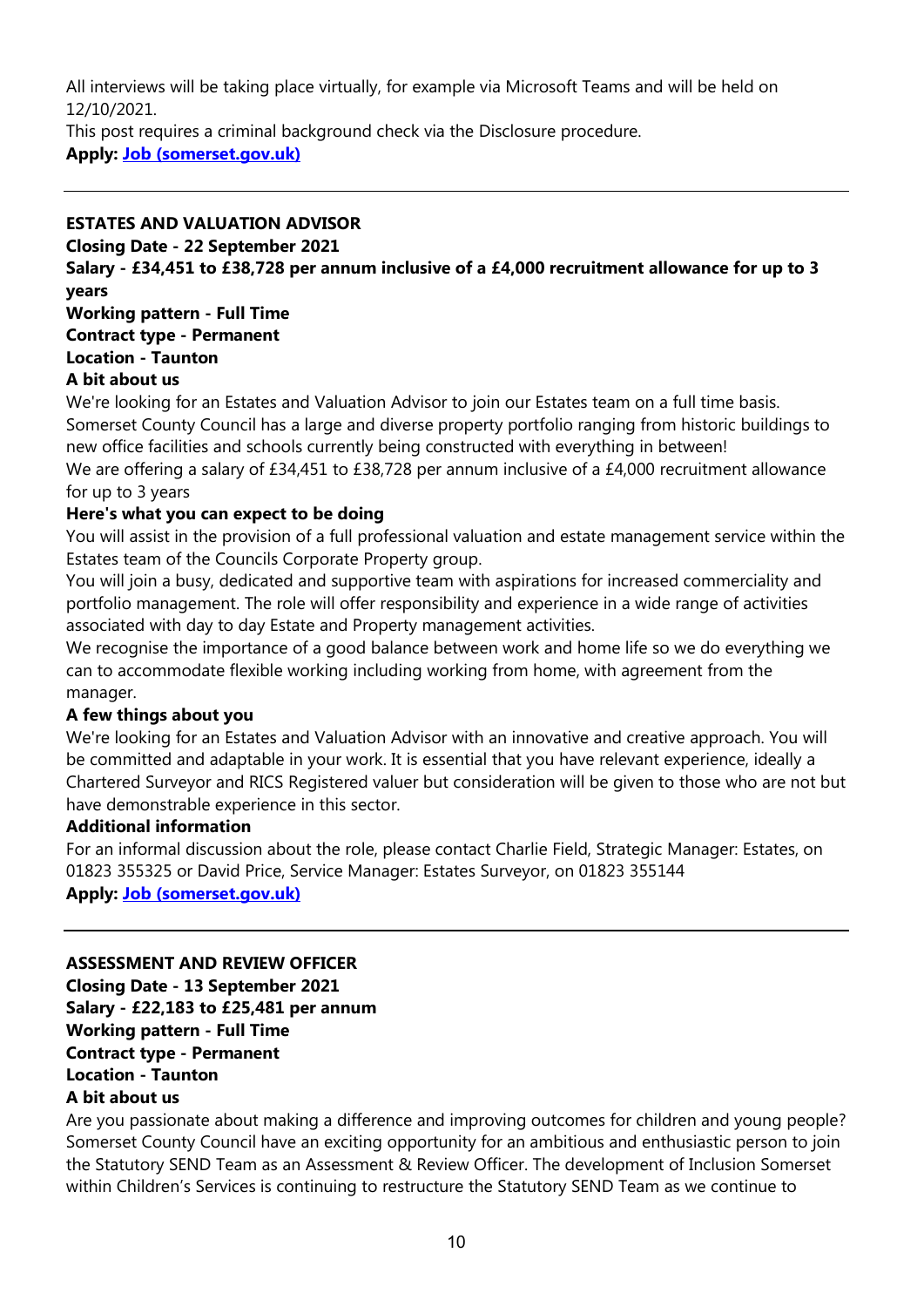All interviews will be taking place virtually, for example via Microsoft Teams and will be held on 12/10/2021.

This post requires a criminal background check via the Disclosure procedure.

**Apply: [Job (somerset.gov.uk)]**

---

**ESTATES AND VALUATION ADVISOR**

**Closing Date - 22 September 2021**

**Salary - £34,451 to £38,728 per annum inclusive of a £4,000 recruitment allowance for up to 3 years**

**Working pattern - Full Time**

**Contract type - Permanent**

**Location - Taunton**

**A bit about us**

We're looking for an Estates and Valuation Advisor to join our Estates team on a full time basis. Somerset County Council has a large and diverse property portfolio ranging from historic buildings to new office facilities and schools currently being constructed with everything in between!

We are offering a salary of £34,451 to £38,728 per annum inclusive of a £4,000 recruitment allowance for up to 3 years

**Here's what you can expect to be doing**

You will assist in the provision of a full professional valuation and estate management service within the Estates team of the Councils Corporate Property group.

You will join a busy, dedicated and supportive team with aspirations for increased commerciality and portfolio management. The role will offer responsibility and experience in a wide range of activities associated with day to day Estate and Property management activities.

We recognise the importance of a good balance between work and home life so we do everything we can to accommodate flexible working including working from home, with agreement from the manager.

**A few things about you**

We're looking for an Estates and Valuation Advisor with an innovative and creative approach. You will be committed and adaptable in your work. It is essential that you have relevant experience, ideally a Chartered Surveyor and RICS Registered valuer but consideration will be given to those who are not but have demonstrable experience in this sector.

**Additional information**

For an informal discussion about the role, please contact Charlie Field, Strategic Manager: Estates, on 01823 355325 or David Price, Service Manager: Estates Surveyor, on 01823 355144

**Apply: [Job (somerset.gov.uk)]**

---

**ASSESSMENT AND REVIEW OFFICER**

**Closing Date - 13 September 2021**

**Salary - £22,183 to £25,481 per annum**

**Working pattern - Full Time**

**Contract type - Permanent**

**Location - Taunton**

**A bit about us**

Are you passionate about making a difference and improving outcomes for children and young people? Somerset County Council have an exciting opportunity for an ambitious and enthusiastic person to join the Statutory SEND Team as an Assessment & Review Officer. The development of Inclusion Somerset within Children's Services is continuing to restructure the Statutory SEND Team as we continue to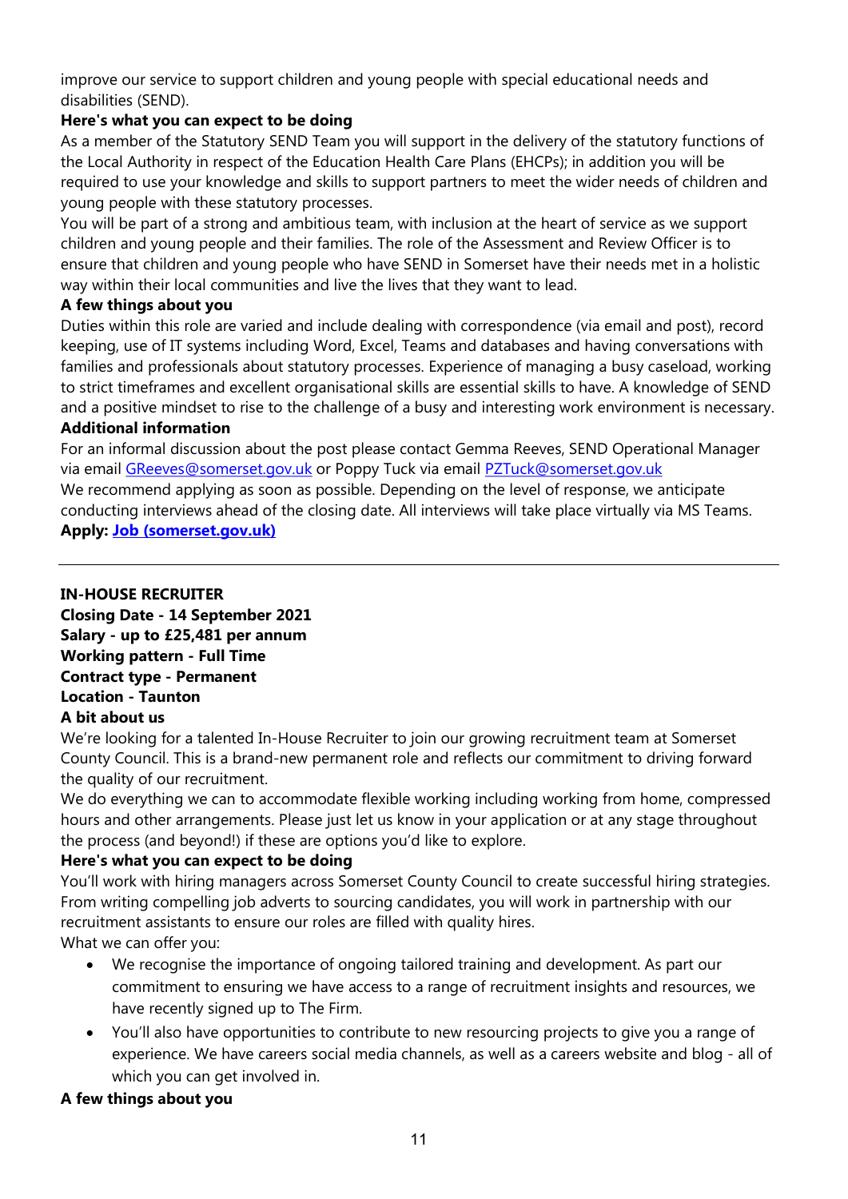improve our service to support children and young people with special educational needs and disabilities (SEND).

**Here's what you can expect to be doing**

As a member of the Statutory SEND Team you will support in the delivery of the statutory functions of the Local Authority in respect of the Education Health Care Plans (EHCPs); in addition you will be required to use your knowledge and skills to support partners to meet the wider needs of children and young people with these statutory processes.

You will be part of a strong and ambitious team, with inclusion at the heart of service as we support children and young people and their families. The role of the Assessment and Review Officer is to ensure that children and young people who have SEND in Somerset have their needs met in a holistic way within their local communities and live the lives that they want to lead.

**A few things about you**

Duties within this role are varied and include dealing with correspondence (via email and post), record keeping, use of IT systems including Word, Excel, Teams and databases and having conversations with families and professionals about statutory processes. Experience of managing a busy caseload, working to strict timeframes and excellent organisational skills are essential skills to have. A knowledge of SEND and a positive mindset to rise to the challenge of a busy and interesting work environment is necessary.

**Additional information**

For an informal discussion about the post please contact Gemma Reeves, SEND Operational Manager via email GReeves@somerset.gov.uk or Poppy Tuck via email PZTuck@somerset.gov.uk

We recommend applying as soon as possible. Depending on the level of response, we anticipate conducting interviews ahead of the closing date. All interviews will take place virtually via MS Teams.

**Apply: Job (somerset.gov.uk)**

---

**IN-HOUSE RECRUITER**
**Closing Date - 14 September 2021**
**Salary - up to £25,481 per annum**
**Working pattern - Full Time**
**Contract type - Permanent**
**Location - Taunton**

**A bit about us**

We're looking for a talented In-House Recruiter to join our growing recruitment team at Somerset County Council. This is a brand-new permanent role and reflects our commitment to driving forward the quality of our recruitment.

We do everything we can to accommodate flexible working including working from home, compressed hours and other arrangements. Please just let us know in your application or at any stage throughout the process (and beyond!) if these are options you'd like to explore.

**Here's what you can expect to be doing**

You'll work with hiring managers across Somerset County Council to create successful hiring strategies. From writing compelling job adverts to sourcing candidates, you will work in partnership with our recruitment assistants to ensure our roles are filled with quality hires.

What we can offer you:

- We recognise the importance of ongoing tailored training and development. As part our commitment to ensuring we have access to a range of recruitment insights and resources, we have recently signed up to The Firm.
- You'll also have opportunities to contribute to new resourcing projects to give you a range of experience. We have careers social media channels, as well as a careers website and blog - all of which you can get involved in.

**A few things about you**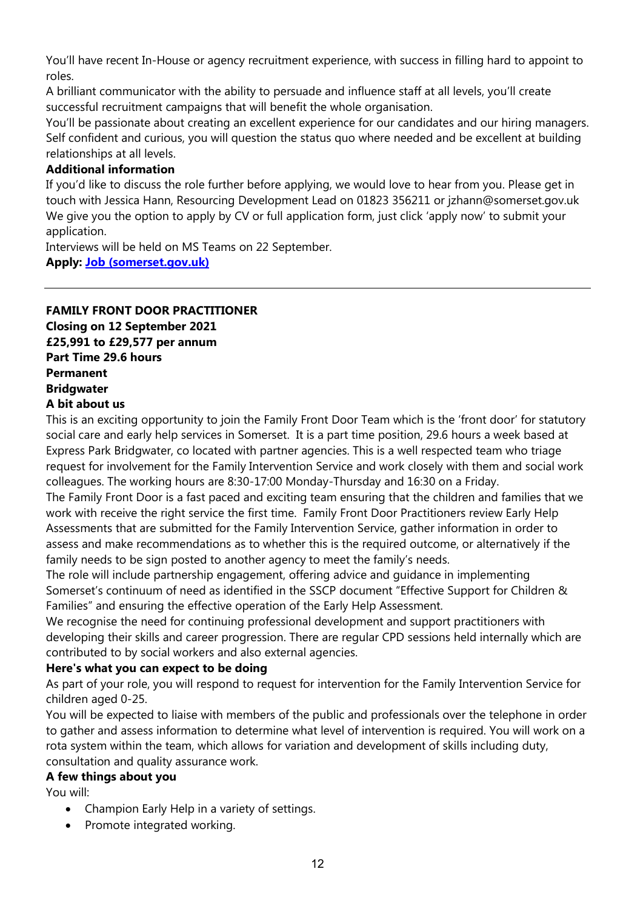You'll have recent In-House or agency recruitment experience, with success in filling hard to appoint to roles.
A brilliant communicator with the ability to persuade and influence staff at all levels, you'll create successful recruitment campaigns that will benefit the whole organisation.
You'll be passionate about creating an excellent experience for our candidates and our hiring managers. Self confident and curious, you will question the status quo where needed and be excellent at building relationships at all levels.

**Additional information**

If you'd like to discuss the role further before applying, we would love to hear from you. Please get in touch with Jessica Hann, Resourcing Development Lead on 01823 356211 or jzhann@somerset.gov.uk
We give you the option to apply by CV or full application form, just click 'apply now' to submit your application.
Interviews will be held on MS Teams on 22 September.

**Apply: [Job (somerset.gov.uk)]()**

---

**FAMILY FRONT DOOR PRACTITIONER**
**Closing on 12 September 2021**
**£25,991 to £29,577 per annum**
**Part Time 29.6 hours**
**Permanent**
**Bridgwater**

**A bit about us**

This is an exciting opportunity to join the Family Front Door Team which is the 'front door' for statutory social care and early help services in Somerset. It is a part time position, 29.6 hours a week based at Express Park Bridgwater, co located with partner agencies. This is a well respected team who triage request for involvement for the Family Intervention Service and work closely with them and social work colleagues. The working hours are 8:30-17:00 Monday-Thursday and 16:30 on a Friday.
The Family Front Door is a fast paced and exciting team ensuring that the children and families that we work with receive the right service the first time. Family Front Door Practitioners review Early Help Assessments that are submitted for the Family Intervention Service, gather information in order to assess and make recommendations as to whether this is the required outcome, or alternatively if the family needs to be sign posted to another agency to meet the family's needs.
The role will include partnership engagement, offering advice and guidance in implementing Somerset's continuum of need as identified in the SSCP document "Effective Support for Children & Families" and ensuring the effective operation of the Early Help Assessment.
We recognise the need for continuing professional development and support practitioners with developing their skills and career progression. There are regular CPD sessions held internally which are contributed to by social workers and also external agencies.

**Here's what you can expect to be doing**

As part of your role, you will respond to request for intervention for the Family Intervention Service for children aged 0-25.
You will be expected to liaise with members of the public and professionals over the telephone in order to gather and assess information to determine what level of intervention is required. You will work on a rota system within the team, which allows for variation and development of skills including duty, consultation and quality assurance work.

**A few things about you**

You will:

- Champion Early Help in a variety of settings.
- Promote integrated working.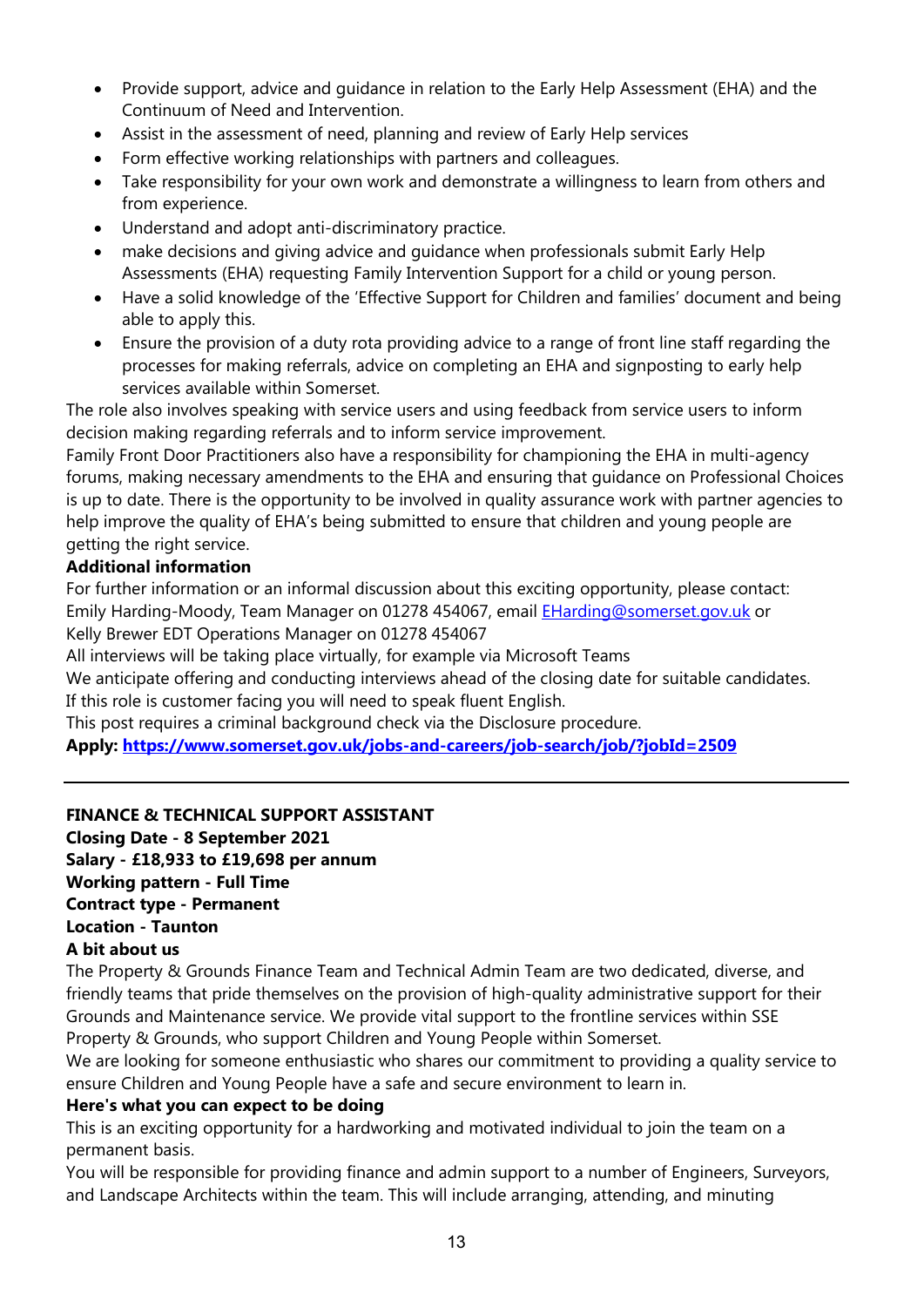- Provide support, advice and guidance in relation to the Early Help Assessment (EHA) and the Continuum of Need and Intervention.
- Assist in the assessment of need, planning and review of Early Help services
- Form effective working relationships with partners and colleagues.
- Take responsibility for your own work and demonstrate a willingness to learn from others and from experience.
- Understand and adopt anti-discriminatory practice.
- make decisions and giving advice and guidance when professionals submit Early Help Assessments (EHA) requesting Family Intervention Support for a child or young person.
- Have a solid knowledge of the 'Effective Support for Children and families' document and being able to apply this.
- Ensure the provision of a duty rota providing advice to a range of front line staff regarding the processes for making referrals, advice on completing an EHA and signposting to early help services available within Somerset.

The role also involves speaking with service users and using feedback from service users to inform decision making regarding referrals and to inform service improvement.

Family Front Door Practitioners also have a responsibility for championing the EHA in multi-agency forums, making necessary amendments to the EHA and ensuring that guidance on Professional Choices is up to date. There is the opportunity to be involved in quality assurance work with partner agencies to help improve the quality of EHA's being submitted to ensure that children and young people are getting the right service.

**Additional information**

For further information or an informal discussion about this exciting opportunity, please contact: Emily Harding-Moody, Team Manager on 01278 454067, email [EHarding@somerset.gov.uk](mailto:EHarding@somerset.gov.uk) or Kelly Brewer EDT Operations Manager on 01278 454067

All interviews will be taking place virtually, for example via Microsoft Teams

We anticipate offering and conducting interviews ahead of the closing date for suitable candidates.

If this role is customer facing you will need to speak fluent English.

This post requires a criminal background check via the Disclosure procedure.

**Apply: [https://www.somerset.gov.uk/jobs-and-careers/job-search/job/?jobId=2509](https://www.somerset.gov.uk/jobs-and-careers/job-search/job/?jobId=2509)**

---

**FINANCE & TECHNICAL SUPPORT ASSISTANT**

**Closing Date - 8 September 2021**

**Salary - £18,933 to £19,698 per annum**

**Working pattern - Full Time**

**Contract type - Permanent**

**Location - Taunton**

**A bit about us**

The Property & Grounds Finance Team and Technical Admin Team are two dedicated, diverse, and friendly teams that pride themselves on the provision of high-quality administrative support for their Grounds and Maintenance service. We provide vital support to the frontline services within SSE Property & Grounds, who support Children and Young People within Somerset.

We are looking for someone enthusiastic who shares our commitment to providing a quality service to ensure Children and Young People have a safe and secure environment to learn in.

**Here's what you can expect to be doing**

This is an exciting opportunity for a hardworking and motivated individual to join the team on a permanent basis.

You will be responsible for providing finance and admin support to a number of Engineers, Surveyors, and Landscape Architects within the team. This will include arranging, attending, and minuting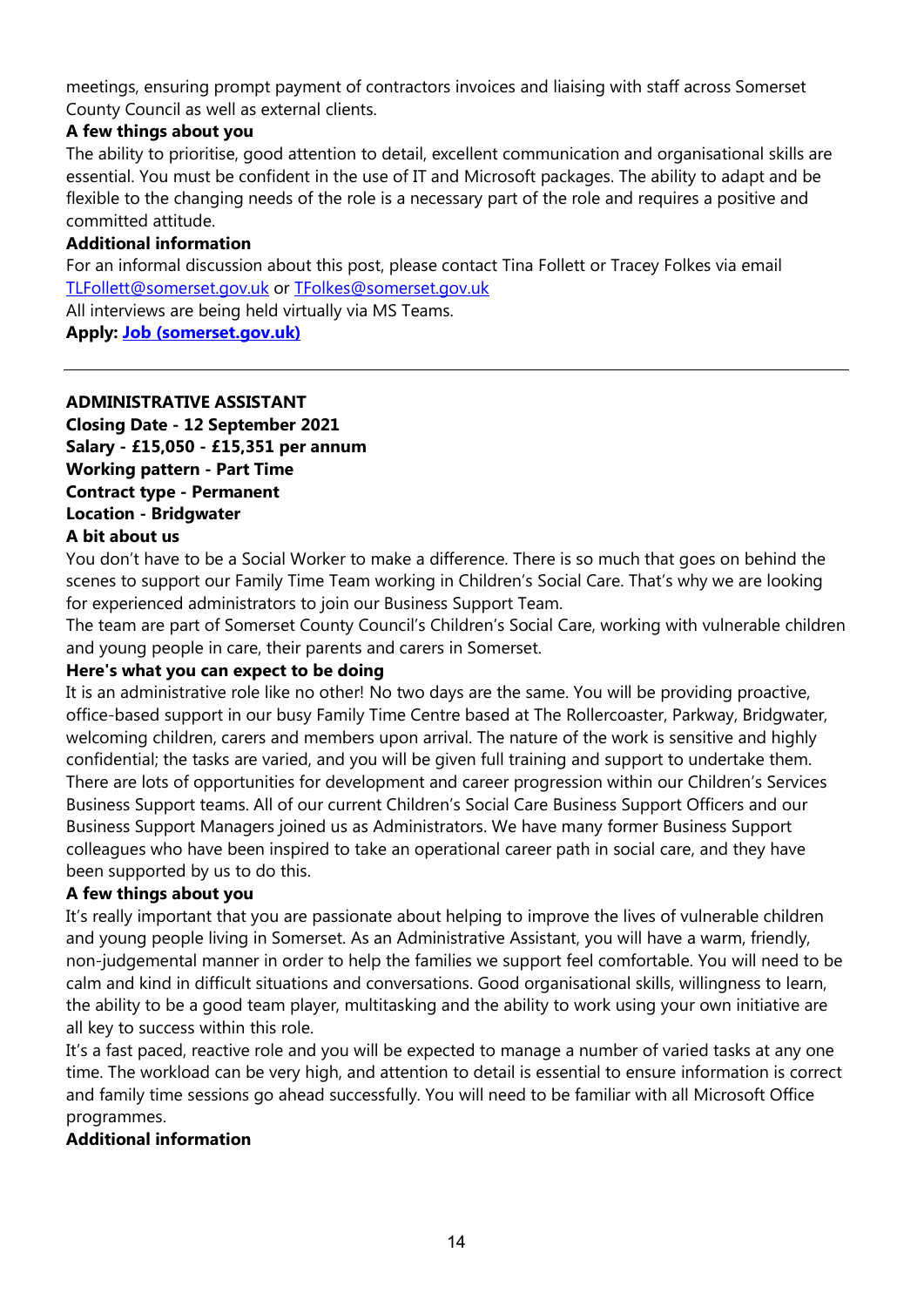meetings, ensuring prompt payment of contractors invoices and liaising with staff across Somerset County Council as well as external clients.

**A few things about you**

The ability to prioritise, good attention to detail, excellent communication and organisational skills are essential. You must be confident in the use of IT and Microsoft packages. The ability to adapt and be flexible to the changing needs of the role is a necessary part of the role and requires a positive and committed attitude.

**Additional information**

For an informal discussion about this post, please contact Tina Follett or Tracey Folkes via email [TLFollett@somerset.gov.uk](mailto:TLFollett@somerset.gov.uk) or [TFolkes@somerset.gov.uk](mailto:TFolkes@somerset.gov.uk)

All interviews are being held virtually via MS Teams.

**Apply: Job (somerset.gov.uk)**

---

**ADMINISTRATIVE ASSISTANT**
**Closing Date - 12 September 2021**
**Salary - £15,050 - £15,351 per annum**
**Working pattern - Part Time**
**Contract type - Permanent**
**Location - Bridgwater**

**A bit about us**

You don't have to be a Social Worker to make a difference. There is so much that goes on behind the scenes to support our Family Time Team working in Children's Social Care. That's why we are looking for experienced administrators to join our Business Support Team.

The team are part of Somerset County Council's Children's Social Care, working with vulnerable children and young people in care, their parents and carers in Somerset.

**Here's what you can expect to be doing**

It is an administrative role like no other! No two days are the same. You will be providing proactive, office-based support in our busy Family Time Centre based at The Rollercoaster, Parkway, Bridgwater, welcoming children, carers and members upon arrival. The nature of the work is sensitive and highly confidential; the tasks are varied, and you will be given full training and support to undertake them. There are lots of opportunities for development and career progression within our Children's Services Business Support teams. All of our current Children's Social Care Business Support Officers and our Business Support Managers joined us as Administrators. We have many former Business Support colleagues who have been inspired to take an operational career path in social care, and they have been supported by us to do this.

**A few things about you**

It's really important that you are passionate about helping to improve the lives of vulnerable children and young people living in Somerset. As an Administrative Assistant, you will have a warm, friendly, non-judgemental manner in order to help the families we support feel comfortable. You will need to be calm and kind in difficult situations and conversations. Good organisational skills, willingness to learn, the ability to be a good team player, multitasking and the ability to work using your own initiative are all key to success within this role.

It's a fast paced, reactive role and you will be expected to manage a number of varied tasks at any one time. The workload can be very high, and attention to detail is essential to ensure information is correct and family time sessions go ahead successfully. You will need to be familiar with all Microsoft Office programmes.

**Additional information**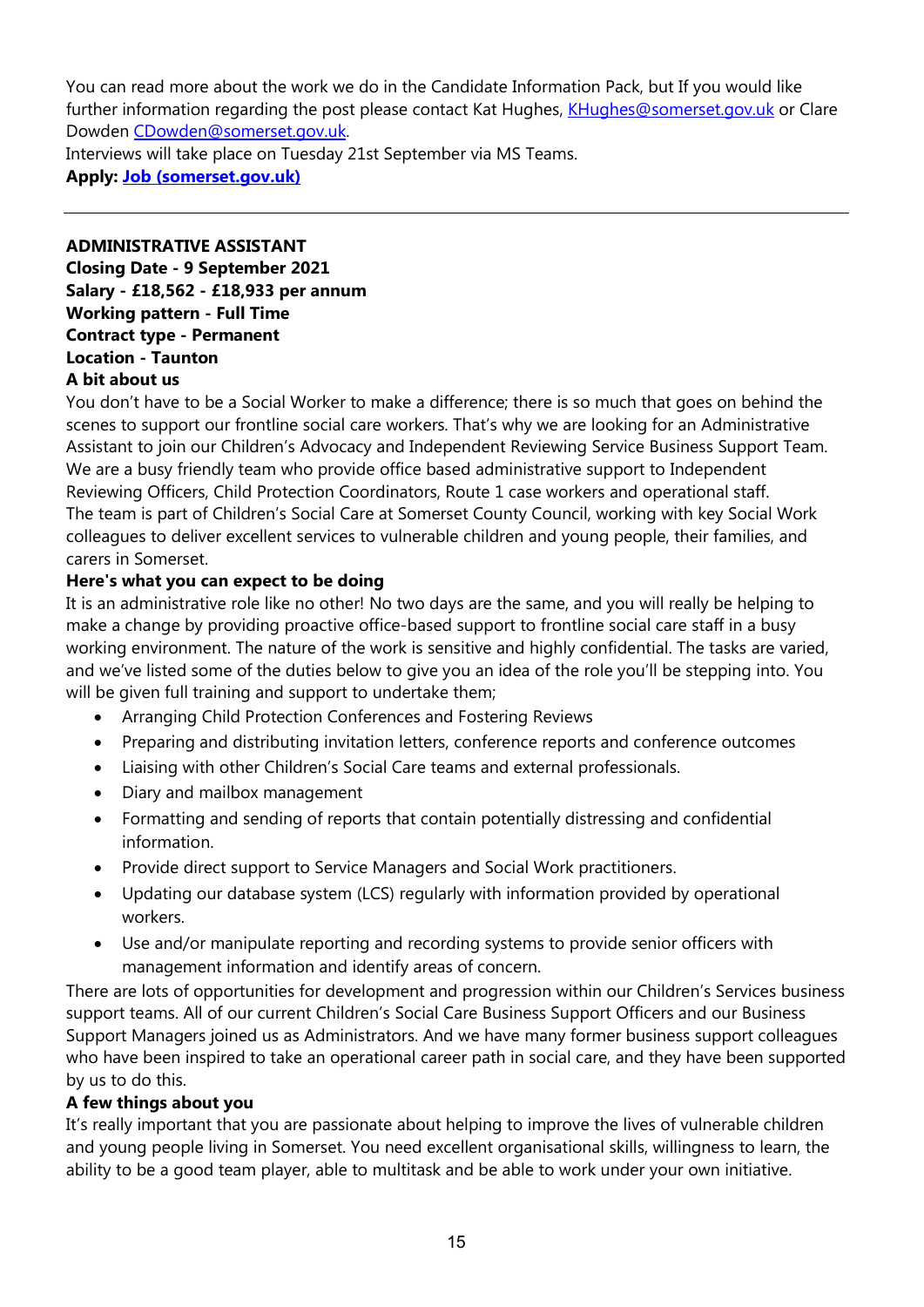You can read more about the work we do in the Candidate Information Pack, but If you would like further information regarding the post please contact Kat Hughes, [KHughes@somerset.gov.uk](mailto:KHughes@somerset.gov.uk) or Clare Dowden [CDowden@somerset.gov.uk](mailto:CDowden@somerset.gov.uk).
Interviews will take place on Tuesday 21st September via MS Teams.
**Apply: [Job (somerset.gov.uk)](#)**

---

**ADMINISTRATIVE ASSISTANT**
**Closing Date - 9 September 2021**
**Salary - £18,562 - £18,933 per annum**
**Working pattern - Full Time**
**Contract type - Permanent**
**Location - Taunton**

**A bit about us**

You don't have to be a Social Worker to make a difference; there is so much that goes on behind the scenes to support our frontline social care workers. That's why we are looking for an Administrative Assistant to join our Children's Advocacy and Independent Reviewing Service Business Support Team. We are a busy friendly team who provide office based administrative support to Independent Reviewing Officers, Child Protection Coordinators, Route 1 case workers and operational staff.
The team is part of Children's Social Care at Somerset County Council, working with key Social Work colleagues to deliver excellent services to vulnerable children and young people, their families, and carers in Somerset.

**Here's what you can expect to be doing**

It is an administrative role like no other! No two days are the same, and you will really be helping to make a change by providing proactive office-based support to frontline social care staff in a busy working environment. The nature of the work is sensitive and highly confidential. The tasks are varied, and we've listed some of the duties below to give you an idea of the role you'll be stepping into. You will be given full training and support to undertake them;

- Arranging Child Protection Conferences and Fostering Reviews
- Preparing and distributing invitation letters, conference reports and conference outcomes
- Liaising with other Children's Social Care teams and external professionals.
- Diary and mailbox management
- Formatting and sending of reports that contain potentially distressing and confidential information.
- Provide direct support to Service Managers and Social Work practitioners.
- Updating our database system (LCS) regularly with information provided by operational workers.
- Use and/or manipulate reporting and recording systems to provide senior officers with management information and identify areas of concern.

There are lots of opportunities for development and progression within our Children's Services business support teams. All of our current Children's Social Care Business Support Officers and our Business Support Managers joined us as Administrators. And we have many former business support colleagues who have been inspired to take an operational career path in social care, and they have been supported by us to do this.

**A few things about you**

It's really important that you are passionate about helping to improve the lives of vulnerable children and young people living in Somerset. You need excellent organisational skills, willingness to learn, the ability to be a good team player, able to multitask and be able to work under your own initiative.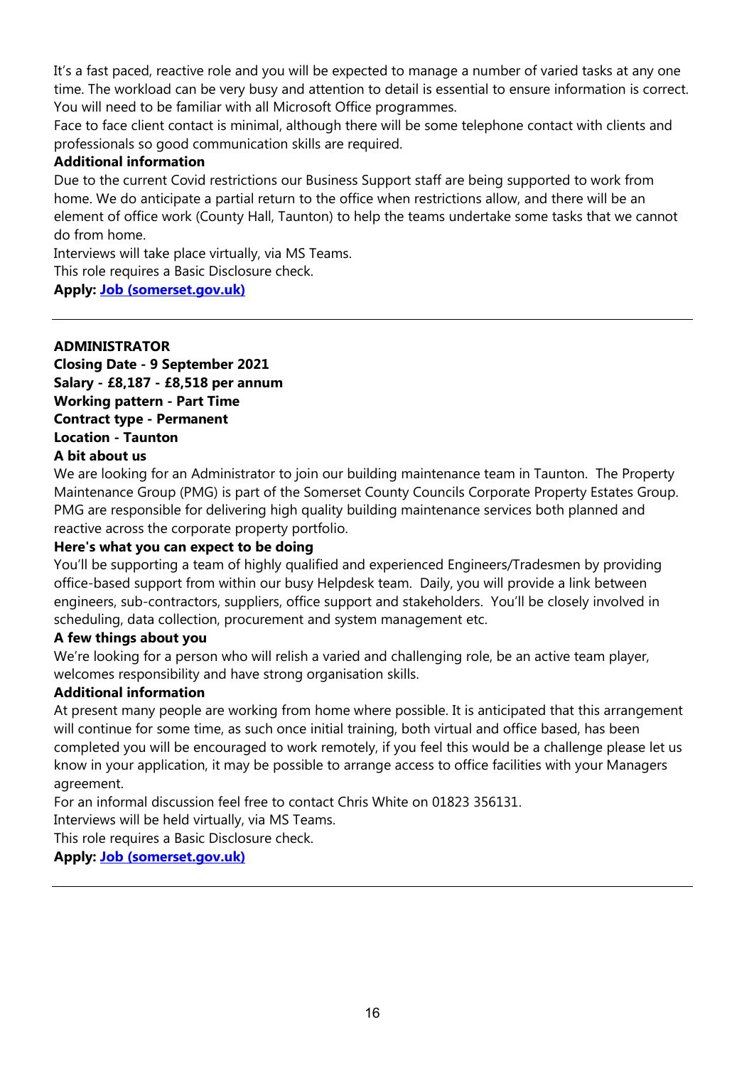It's a fast paced, reactive role and you will be expected to manage a number of varied tasks at any one time. The workload can be very busy and attention to detail is essential to ensure information is correct. You will need to be familiar with all Microsoft Office programmes.

Face to face client contact is minimal, although there will be some telephone contact with clients and professionals so good communication skills are required.

**Additional information**

Due to the current Covid restrictions our Business Support staff are being supported to work from home. We do anticipate a partial return to the office when restrictions allow, and there will be an element of office work (County Hall, Taunton) to help the teams undertake some tasks that we cannot do from home.

Interviews will take place virtually, via MS Teams.

This role requires a Basic Disclosure check.

**Apply: [Job (somerset.gov.uk)]()**

---

**ADMINISTRATOR**
**Closing Date - 9 September 2021**
**Salary - £8,187 - £8,518 per annum**
**Working pattern - Part Time**
**Contract type - Permanent**
**Location - Taunton**

**A bit about us**

We are looking for an Administrator to join our building maintenance team in Taunton. The Property Maintenance Group (PMG) is part of the Somerset County Councils Corporate Property Estates Group. PMG are responsible for delivering high quality building maintenance services both planned and reactive across the corporate property portfolio.

**Here's what you can expect to be doing**

You'll be supporting a team of highly qualified and experienced Engineers/Tradesmen by providing office-based support from within our busy Helpdesk team. Daily, you will provide a link between engineers, sub-contractors, suppliers, office support and stakeholders. You'll be closely involved in scheduling, data collection, procurement and system management etc.

**A few things about you**

We're looking for a person who will relish a varied and challenging role, be an active team player, welcomes responsibility and have strong organisation skills.

**Additional information**

At present many people are working from home where possible. It is anticipated that this arrangement will continue for some time, as such once initial training, both virtual and office based, has been completed you will be encouraged to work remotely, if you feel this would be a challenge please let us know in your application, it may be possible to arrange access to office facilities with your Managers agreement.

For an informal discussion feel free to contact Chris White on 01823 356131.

Interviews will be held virtually, via MS Teams.

This role requires a Basic Disclosure check.

**Apply: [Job (somerset.gov.uk)]()**

---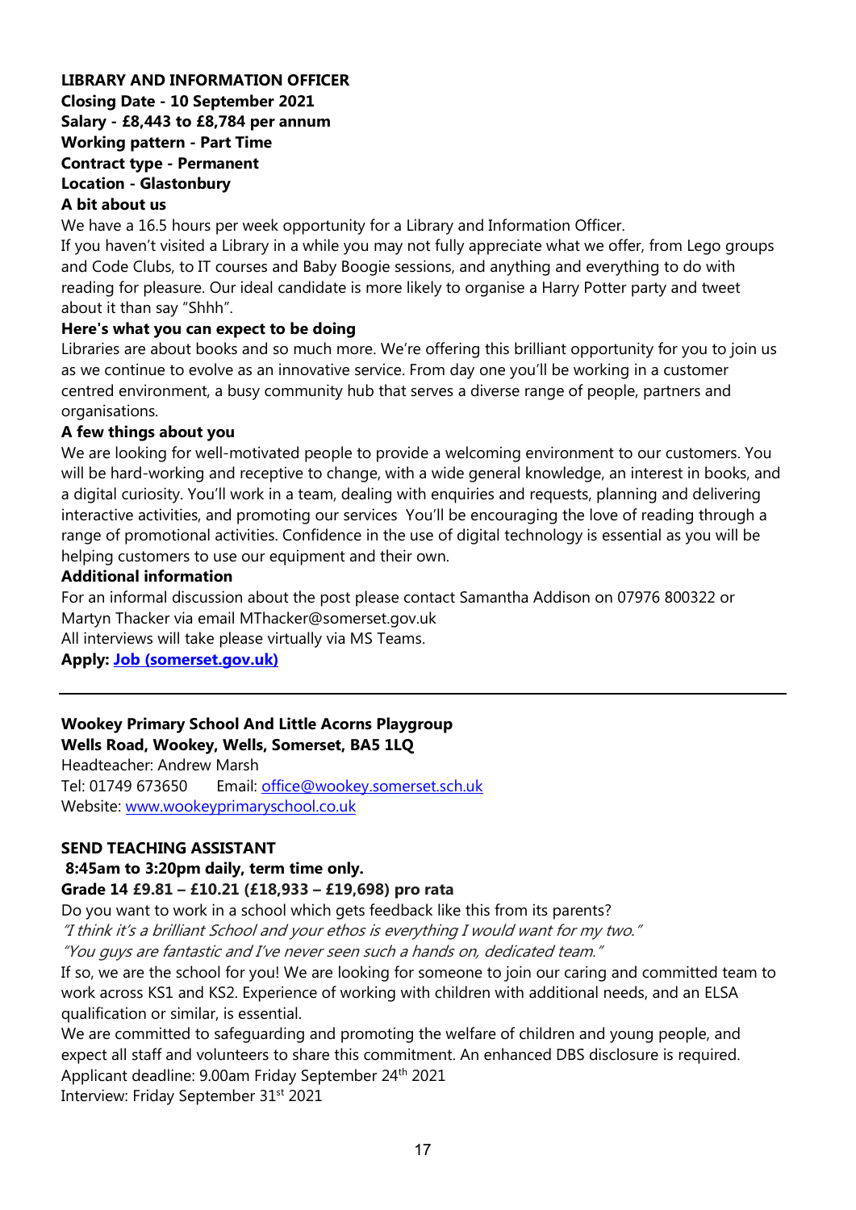**LIBRARY AND INFORMATION OFFICER**
**Closing Date - 10 September 2021**
**Salary - £8,443 to £8,784 per annum**
**Working pattern - Part Time**
**Contract type - Permanent**
**Location - Glastonbury**

**A bit about us**

We have a 16.5 hours per week opportunity for a Library and Information Officer.
If you haven't visited a Library in a while you may not fully appreciate what we offer, from Lego groups and Code Clubs, to IT courses and Baby Boogie sessions, and anything and everything to do with reading for pleasure. Our ideal candidate is more likely to organise a Harry Potter party and tweet about it than say "Shhh".

**Here's what you can expect to be doing**

Libraries are about books and so much more. We're offering this brilliant opportunity for you to join us as we continue to evolve as an innovative service. From day one you'll be working in a customer centred environment, a busy community hub that serves a diverse range of people, partners and organisations.

**A few things about you**

We are looking for well-motivated people to provide a welcoming environment to our customers. You will be hard-working and receptive to change, with a wide general knowledge, an interest in books, and a digital curiosity. You'll work in a team, dealing with enquiries and requests, planning and delivering interactive activities, and promoting our services You'll be encouraging the love of reading through a range of promotional activities. Confidence in the use of digital technology is essential as you will be helping customers to use our equipment and their own.

**Additional information**

For an informal discussion about the post please contact Samantha Addison on 07976 800322 or Martyn Thacker via email MThacker@somerset.gov.uk
All interviews will take please virtually via MS Teams.

**Apply: Job (somerset.gov.uk)**

---

**Wookey Primary School And Little Acorns Playgroup**
**Wells Road, Wookey, Wells, Somerset, BA5 1LQ**
Headteacher: Andrew Marsh
Tel: 01749 673650 Email: office@wookey.somerset.sch.uk
Website: www.wookeyprimaryschool.co.uk

**SEND TEACHING ASSISTANT**
**8:45am to 3:20pm daily, term time only.**
**Grade 14 £9.81 – £10.21 (£18,933 – £19,698) pro rata**

Do you want to work in a school which gets feedback like this from its parents?
*"I think it's a brilliant School and your ethos is everything I would want for my two."*
*"You guys are fantastic and I've never seen such a hands on, dedicated team."*
If so, we are the school for you! We are looking for someone to join our caring and committed team to work across KS1 and KS2. Experience of working with children with additional needs, and an ELSA qualification or similar, is essential.
We are committed to safeguarding and promoting the welfare of children and young people, and expect all staff and volunteers to share this commitment. An enhanced DBS disclosure is required.
Applicant deadline: 9.00am Friday September 24th 2021
Interview: Friday September 31st 2021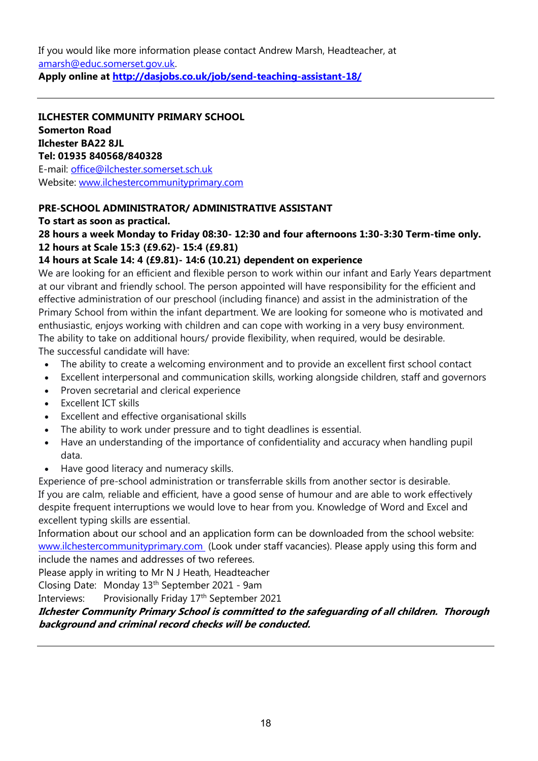If you would like more information please contact Andrew Marsh, Headteacher, at amarsh@educ.somerset.gov.uk.

**Apply online at http://dasjobs.co.uk/job/send-teaching-assistant-18/**

---

**ILCHESTER COMMUNITY PRIMARY SCHOOL**
**Somerton Road**
**Ilchester BA22 8JL**
**Tel: 01935 840568/840328**
E-mail: office@ilchester.somerset.sch.uk
Website: www.ilchestercommunityprimary.com

**PRE-SCHOOL ADMINISTRATOR/ ADMINISTRATIVE ASSISTANT**
**To start as soon as practical.**
**28 hours a week Monday to Friday 08:30- 12:30 and four afternoons 1:30-3:30 Term-time only.**
**12 hours at Scale 15:3 (£9.62)- 15:4 (£9.81)**
**14 hours at Scale 14: 4 (£9.81)- 14:6 (10.21) dependent on experience**

We are looking for an efficient and flexible person to work within our infant and Early Years department at our vibrant and friendly school. The person appointed will have responsibility for the efficient and effective administration of our preschool (including finance) and assist in the administration of the Primary School from within the infant department. We are looking for someone who is motivated and enthusiastic, enjoys working with children and can cope with working in a very busy environment. The ability to take on additional hours/ provide flexibility, when required, would be desirable.

The successful candidate will have:

- The ability to create a welcoming environment and to provide an excellent first school contact
- Excellent interpersonal and communication skills, working alongside children, staff and governors
- Proven secretarial and clerical experience
- Excellent ICT skills
- Excellent and effective organisational skills
- The ability to work under pressure and to tight deadlines is essential.
- Have an understanding of the importance of confidentiality and accuracy when handling pupil data.
- Have good literacy and numeracy skills.

Experience of pre-school administration or transferrable skills from another sector is desirable.

If you are calm, reliable and efficient, have a good sense of humour and are able to work effectively despite frequent interruptions we would love to hear from you. Knowledge of Word and Excel and excellent typing skills are essential.

Information about our school and an application form can be downloaded from the school website: www.ilchestercommunityprimary.com (Look under staff vacancies). Please apply using this form and include the names and addresses of two referees.

Please apply in writing to Mr N J Heath, Headteacher

Closing Date: Monday 13th September 2021 - 9am

Interviews: Provisionally Friday 17th September 2021

***Ilchester Community Primary School is committed to the safeguarding of all children. Thorough background and criminal record checks will be conducted.***

---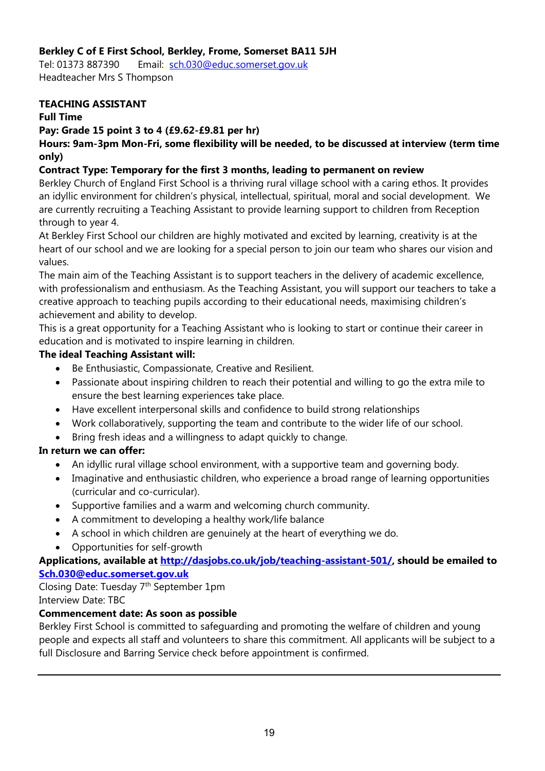**Berkley C of E First School, Berkley, Frome, Somerset BA11 5JH**
Tel: 01373 887390 Email: sch.030@educ.somerset.gov.uk
Headteacher Mrs S Thompson

**TEACHING ASSISTANT**
**Full Time**
**Pay: Grade 15 point 3 to 4 (£9.62-£9.81 per hr)**
**Hours: 9am-3pm Mon-Fri, some flexibility will be needed, to be discussed at interview (term time only)**
**Contract Type: Temporary for the first 3 months, leading to permanent on review**

Berkley Church of England First School is a thriving rural village school with a caring ethos. It provides an idyllic environment for children's physical, intellectual, spiritual, moral and social development. We are currently recruiting a Teaching Assistant to provide learning support to children from Reception through to year 4.

At Berkley First School our children are highly motivated and excited by learning, creativity is at the heart of our school and we are looking for a special person to join our team who shares our vision and values.

The main aim of the Teaching Assistant is to support teachers in the delivery of academic excellence, with professionalism and enthusiasm. As the Teaching Assistant, you will support our teachers to take a creative approach to teaching pupils according to their educational needs, maximising children's achievement and ability to develop.

This is a great opportunity for a Teaching Assistant who is looking to start or continue their career in education and is motivated to inspire learning in children.

**The ideal Teaching Assistant will:**

- Be Enthusiastic, Compassionate, Creative and Resilient.
- Passionate about inspiring children to reach their potential and willing to go the extra mile to ensure the best learning experiences take place.
- Have excellent interpersonal skills and confidence to build strong relationships
- Work collaboratively, supporting the team and contribute to the wider life of our school.
- Bring fresh ideas and a willingness to adapt quickly to change.

**In return we can offer:**

- An idyllic rural village school environment, with a supportive team and governing body.
- Imaginative and enthusiastic children, who experience a broad range of learning opportunities (curricular and co-curricular).
- Supportive families and a warm and welcoming church community.
- A commitment to developing a healthy work/life balance
- A school in which children are genuinely at the heart of everything we do.
- Opportunities for self-growth

**Applications, available at http://dasjobs.co.uk/job/teaching-assistant-501/, should be emailed to Sch.030@educ.somerset.gov.uk**

Closing Date: Tuesday 7th September 1pm
Interview Date: TBC

**Commencement date: As soon as possible**

Berkley First School is committed to safeguarding and promoting the welfare of children and young people and expects all staff and volunteers to share this commitment. All applicants will be subject to a full Disclosure and Barring Service check before appointment is confirmed.

---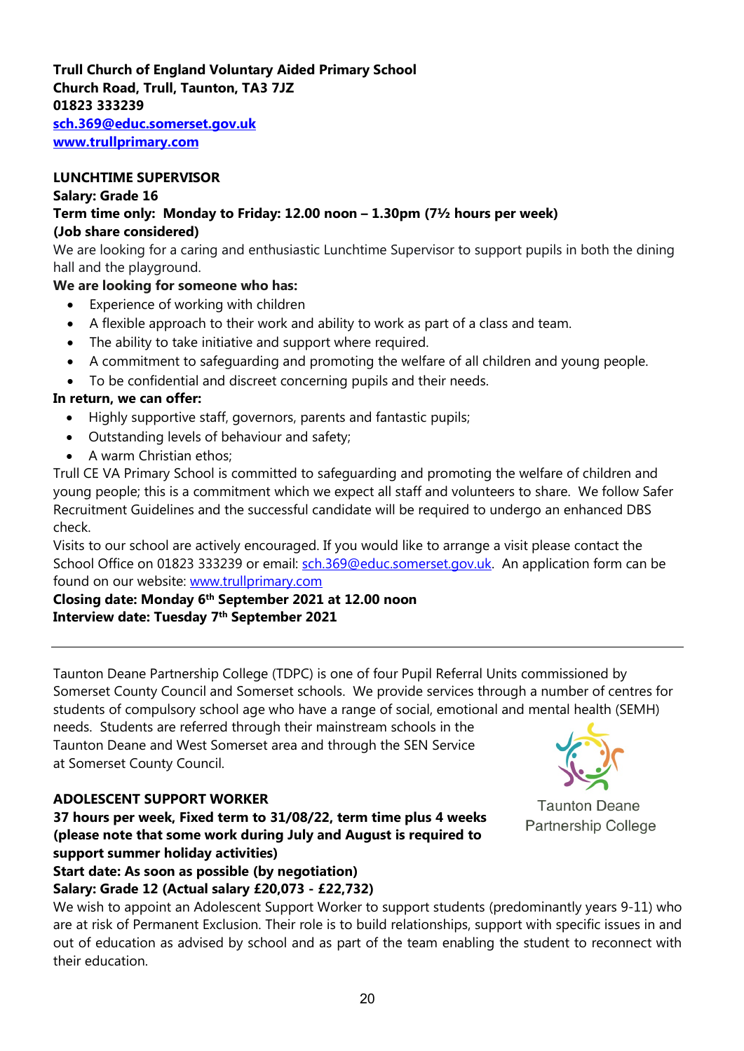**Trull Church of England Voluntary Aided Primary School**
**Church Road, Trull, Taunton, TA3 7JZ**
**01823 333239**
**sch.369@educ.somerset.gov.uk**
**www.trullprimary.com**

**LUNCHTIME SUPERVISOR**
**Salary: Grade 16**
**Term time only: Monday to Friday: 12.00 noon – 1.30pm (7½ hours per week)**
**(Job share considered)**

We are looking for a caring and enthusiastic Lunchtime Supervisor to support pupils in both the dining hall and the playground.

**We are looking for someone who has:**

- Experience of working with children
- A flexible approach to their work and ability to work as part of a class and team.
- The ability to take initiative and support where required.
- A commitment to safeguarding and promoting the welfare of all children and young people.
- To be confidential and discreet concerning pupils and their needs.

**In return, we can offer:**

- Highly supportive staff, governors, parents and fantastic pupils;
- Outstanding levels of behaviour and safety;
- A warm Christian ethos;

Trull CE VA Primary School is committed to safeguarding and promoting the welfare of children and young people; this is a commitment which we expect all staff and volunteers to share. We follow Safer Recruitment Guidelines and the successful candidate will be required to undergo an enhanced DBS check.

Visits to our school are actively encouraged. If you would like to arrange a visit please contact the School Office on 01823 333239 or email: sch.369@educ.somerset.gov.uk. An application form can be found on our website: www.trullprimary.com

**Closing date: Monday 6th September 2021 at 12.00 noon**
**Interview date: Tuesday 7th September 2021**

---

Taunton Deane Partnership College (TDPC) is one of four Pupil Referral Units commissioned by Somerset County Council and Somerset schools. We provide services through a number of centres for students of compulsory school age who have a range of social, emotional and mental health (SEMH) needs. Students are referred through their mainstream schools in the Taunton Deane and West Somerset area and through the SEN Service at Somerset County Council.

Taunton Deane Partnership College

**ADOLESCENT SUPPORT WORKER**
**37 hours per week, Fixed term to 31/08/22, term time plus 4 weeks (please note that some work during July and August is required to support summer holiday activities)**
**Start date: As soon as possible (by negotiation)**
**Salary: Grade 12 (Actual salary £20,073 - £22,732)**

We wish to appoint an Adolescent Support Worker to support students (predominantly years 9-11) who are at risk of Permanent Exclusion. Their role is to build relationships, support with specific issues in and out of education as advised by school and as part of the team enabling the student to reconnect with their education.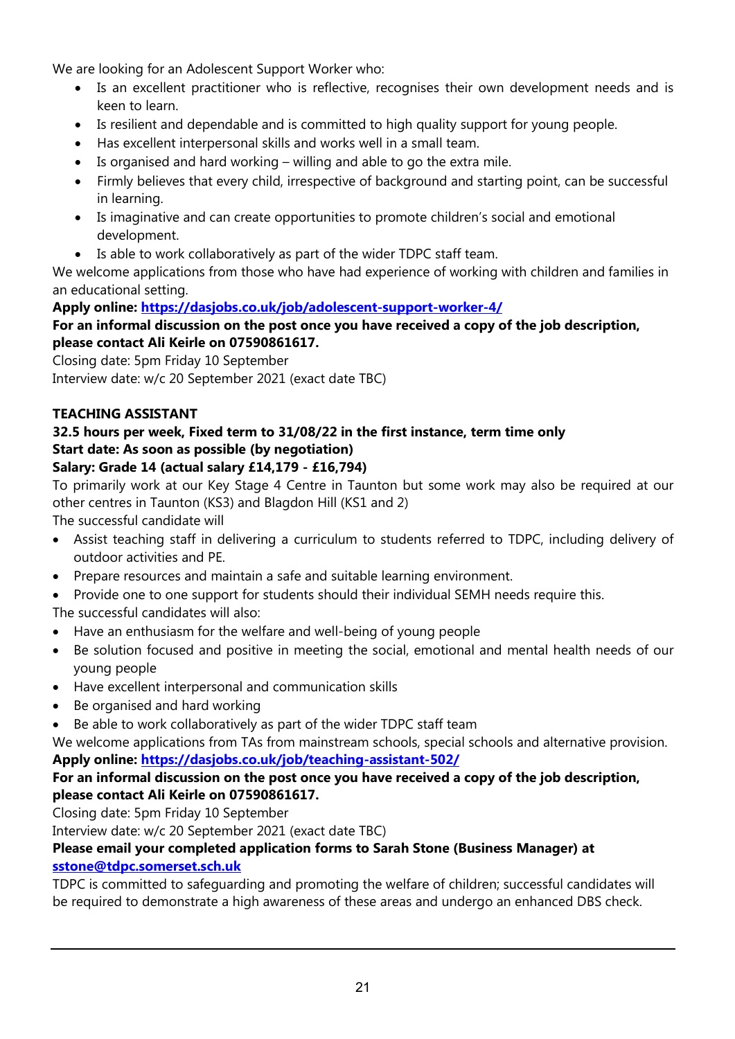We are looking for an Adolescent Support Worker who:

- Is an excellent practitioner who is reflective, recognises their own development needs and is keen to learn.
- Is resilient and dependable and is committed to high quality support for young people.
- Has excellent interpersonal skills and works well in a small team.
- Is organised and hard working – willing and able to go the extra mile.
- Firmly believes that every child, irrespective of background and starting point, can be successful in learning.
- Is imaginative and can create opportunities to promote children's social and emotional development.
- Is able to work collaboratively as part of the wider TDPC staff team.

We welcome applications from those who have had experience of working with children and families in an educational setting.

**Apply online: [https://dasjobs.co.uk/job/adolescent-support-worker-4/](https://dasjobs.co.uk/job/adolescent-support-worker-4/)**

**For an informal discussion on the post once you have received a copy of the job description, please contact Ali Keirle on 07590861617.**

Closing date: 5pm Friday 10 September
Interview date: w/c 20 September 2021 (exact date TBC)

**TEACHING ASSISTANT**

**32.5 hours per week, Fixed term to 31/08/22 in the first instance, term time only**
**Start date: As soon as possible (by negotiation)**
**Salary: Grade 14 (actual salary £14,179 - £16,794)**

To primarily work at our Key Stage 4 Centre in Taunton but some work may also be required at our other centres in Taunton (KS3) and Blagdon Hill (KS1 and 2)

The successful candidate will

- Assist teaching staff in delivering a curriculum to students referred to TDPC, including delivery of outdoor activities and PE.
- Prepare resources and maintain a safe and suitable learning environment.
- Provide one to one support for students should their individual SEMH needs require this.

The successful candidates will also:

- Have an enthusiasm for the welfare and well-being of young people
- Be solution focused and positive in meeting the social, emotional and mental health needs of our young people
- Have excellent interpersonal and communication skills
- Be organised and hard working
- Be able to work collaboratively as part of the wider TDPC staff team

We welcome applications from TAs from mainstream schools, special schools and alternative provision.

**Apply online: [https://dasjobs.co.uk/job/teaching-assistant-502/](https://dasjobs.co.uk/job/teaching-assistant-502/)**

**For an informal discussion on the post once you have received a copy of the job description, please contact Ali Keirle on 07590861617.**

Closing date: 5pm Friday 10 September
Interview date: w/c 20 September 2021 (exact date TBC)

**Please email your completed application forms to Sarah Stone (Business Manager) at [sstone@tdpc.somerset.sch.uk](mailto:sstone@tdpc.somerset.sch.uk)**

TDPC is committed to safeguarding and promoting the welfare of children; successful candidates will be required to demonstrate a high awareness of these areas and undergo an enhanced DBS check.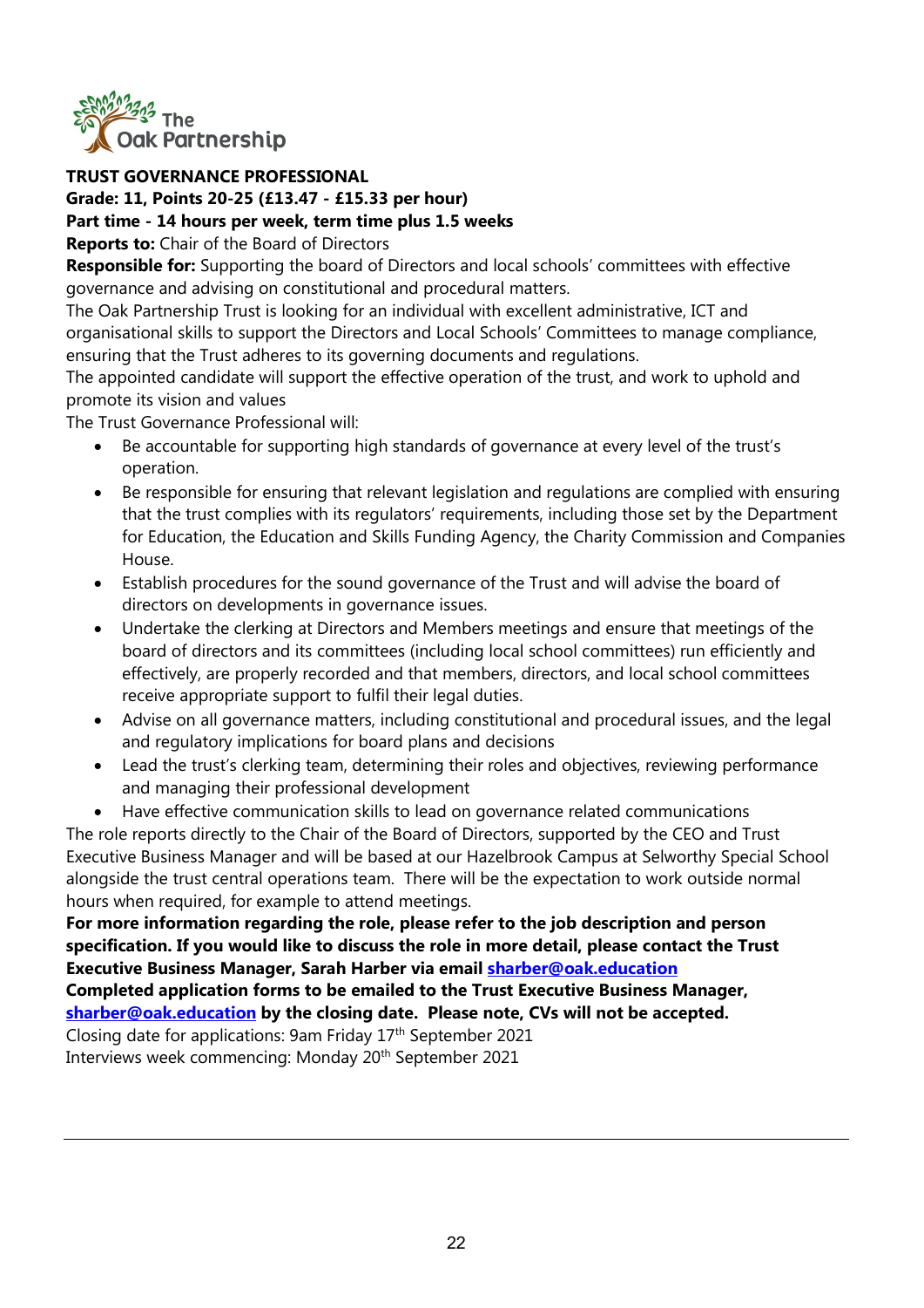**TRUST GOVERNANCE PROFESSIONAL**
**Grade: 11, Points 20-25 (£13.47 - £15.33 per hour)**
**Part time - 14 hours per week, term time plus 1.5 weeks**
**Reports to:** Chair of the Board of Directors
**Responsible for:** Supporting the board of Directors and local schools' committees with effective governance and advising on constitutional and procedural matters.

The Oak Partnership Trust is looking for an individual with excellent administrative, ICT and organisational skills to support the Directors and Local Schools' Committees to manage compliance, ensuring that the Trust adheres to its governing documents and regulations.

The appointed candidate will support the effective operation of the trust, and work to uphold and promote its vision and values

The Trust Governance Professional will:

- Be accountable for supporting high standards of governance at every level of the trust's operation.
- Be responsible for ensuring that relevant legislation and regulations are complied with ensuring that the trust complies with its regulators' requirements, including those set by the Department for Education, the Education and Skills Funding Agency, the Charity Commission and Companies House.
- Establish procedures for the sound governance of the Trust and will advise the board of directors on developments in governance issues.
- Undertake the clerking at Directors and Members meetings and ensure that meetings of the board of directors and its committees (including local school committees) run efficiently and effectively, are properly recorded and that members, directors, and local school committees receive appropriate support to fulfil their legal duties.
- Advise on all governance matters, including constitutional and procedural issues, and the legal and regulatory implications for board plans and decisions
- Lead the trust's clerking team, determining their roles and objectives, reviewing performance and managing their professional development
- Have effective communication skills to lead on governance related communications

The role reports directly to the Chair of the Board of Directors, supported by the CEO and Trust Executive Business Manager and will be based at our Hazelbrook Campus at Selworthy Special School alongside the trust central operations team. There will be the expectation to work outside normal hours when required, for example to attend meetings.

**For more information regarding the role, please refer to the job description and person specification. If you would like to discuss the role in more detail, please contact the Trust Executive Business Manager, Sarah Harber via email sharber@oak.education**

**Completed application forms to be emailed to the Trust Executive Business Manager, sharber@oak.education by the closing date. Please note, CVs will not be accepted.**

Closing date for applications: 9am Friday 17th September 2021
Interviews week commencing: Monday 20th September 2021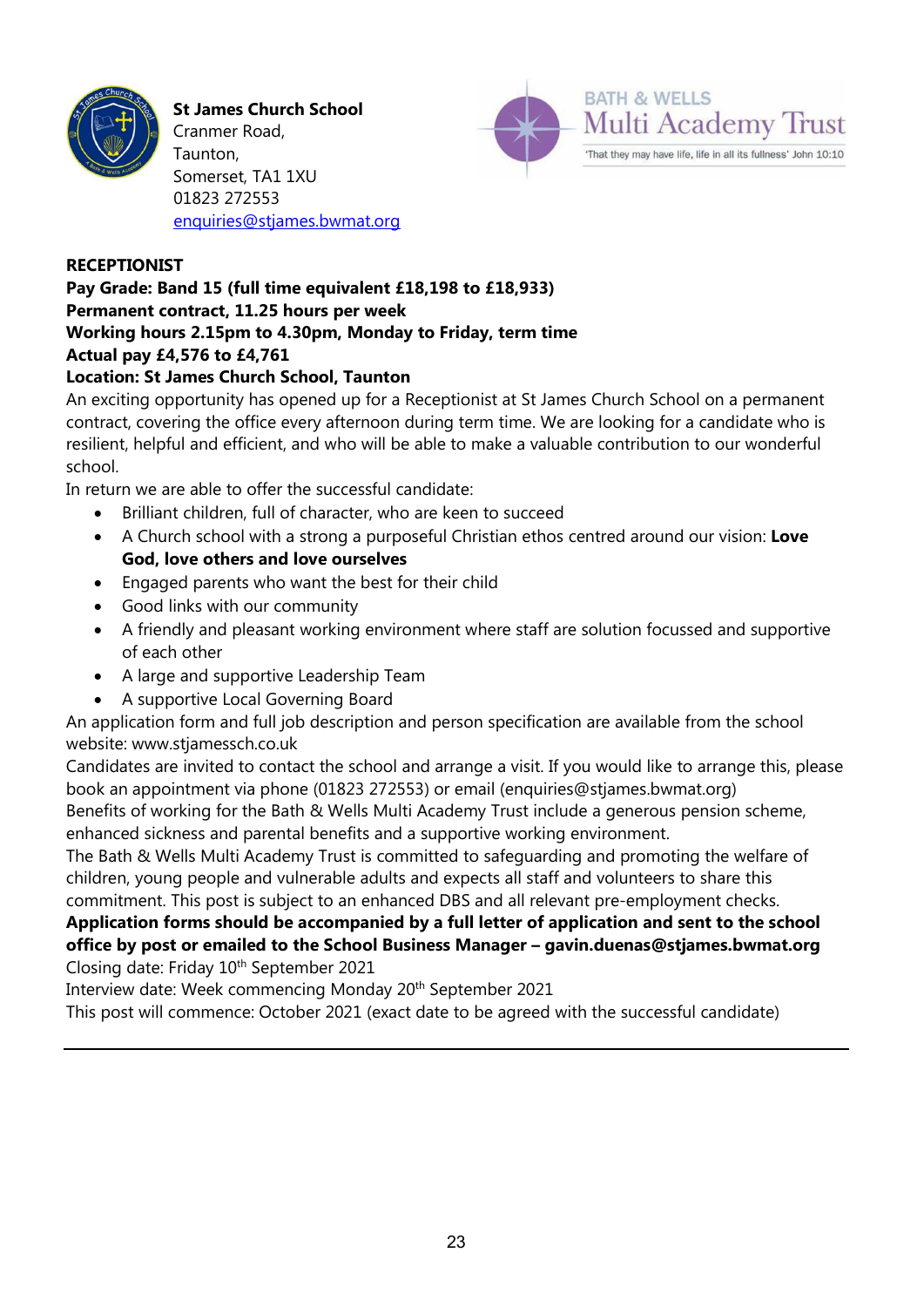**St James Church School**
Cranmer Road,
Taunton,
Somerset, TA1 1XU
01823 272553
enquiries@stjames.bwmat.org

BATH & WELLS
Multi Academy Trust
'That they may have life, life in all its fullness' John 10:10

**RECEPTIONIST**
**Pay Grade: Band 15 (full time equivalent £18,198 to £18,933)**
**Permanent contract, 11.25 hours per week**
**Working hours 2.15pm to 4.30pm, Monday to Friday, term time**
**Actual pay £4,576 to £4,761**
**Location: St James Church School, Taunton**

An exciting opportunity has opened up for a Receptionist at St James Church School on a permanent contract, covering the office every afternoon during term time. We are looking for a candidate who is resilient, helpful and efficient, and who will be able to make a valuable contribution to our wonderful school.

In return we are able to offer the successful candidate:

- Brilliant children, full of character, who are keen to succeed
- A Church school with a strong a purposeful Christian ethos centred around our vision: **Love God, love others and love ourselves**
- Engaged parents who want the best for their child
- Good links with our community
- A friendly and pleasant working environment where staff are solution focussed and supportive of each other
- A large and supportive Leadership Team
- A supportive Local Governing Board

An application form and full job description and person specification are available from the school website: www.stjamessch.co.uk

Candidates are invited to contact the school and arrange a visit. If you would like to arrange this, please book an appointment via phone (01823 272553) or email (enquiries@stjames.bwmat.org)

Benefits of working for the Bath & Wells Multi Academy Trust include a generous pension scheme, enhanced sickness and parental benefits and a supportive working environment.

The Bath & Wells Multi Academy Trust is committed to safeguarding and promoting the welfare of children, young people and vulnerable adults and expects all staff and volunteers to share this commitment. This post is subject to an enhanced DBS and all relevant pre-employment checks.

**Application forms should be accompanied by a full letter of application and sent to the school office by post or emailed to the School Business Manager – gavin.duenas@stjames.bwmat.org**

Closing date: Friday 10th September 2021
Interview date: Week commencing Monday 20th September 2021
This post will commence: October 2021 (exact date to be agreed with the successful candidate)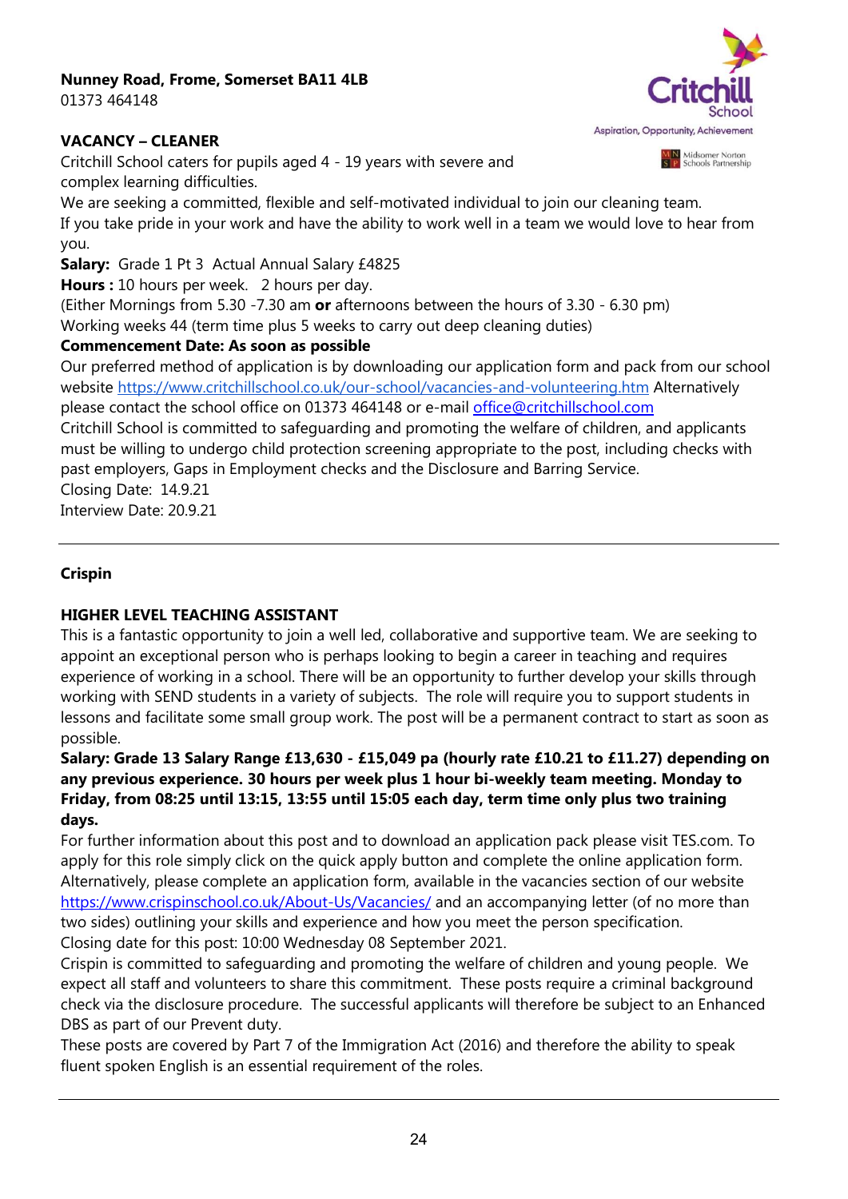**Nunney Road, Frome, Somerset BA11 4LB**
01373 464148

Critchill School
Aspiration, Opportunity, Achievement
Midsomer Norton Schools Partnership

**VACANCY – CLEANER**

Critchill School caters for pupils aged 4 - 19 years with severe and complex learning difficulties.

We are seeking a committed, flexible and self-motivated individual to join our cleaning team.

If you take pride in your work and have the ability to work well in a team we would love to hear from you.

**Salary:** Grade 1 Pt 3 Actual Annual Salary £4825

**Hours :** 10 hours per week. 2 hours per day.

(Either Mornings from 5.30 -7.30 am **or** afternoons between the hours of 3.30 - 6.30 pm)

Working weeks 44 (term time plus 5 weeks to carry out deep cleaning duties)

**Commencement Date: As soon as possible**

Our preferred method of application is by downloading our application form and pack from our school website https://www.critchillschool.co.uk/our-school/vacancies-and-volunteering.htm Alternatively please contact the school office on 01373 464148 or e-mail office@critchillschool.com

Critchill School is committed to safeguarding and promoting the welfare of children, and applicants must be willing to undergo child protection screening appropriate to the post, including checks with past employers, Gaps in Employment checks and the Disclosure and Barring Service.

Closing Date: 14.9.21

Interview Date: 20.9.21

---

**Crispin**

**HIGHER LEVEL TEACHING ASSISTANT**

This is a fantastic opportunity to join a well led, collaborative and supportive team. We are seeking to appoint an exceptional person who is perhaps looking to begin a career in teaching and requires experience of working in a school. There will be an opportunity to further develop your skills through working with SEND students in a variety of subjects. The role will require you to support students in lessons and facilitate some small group work. The post will be a permanent contract to start as soon as possible.

**Salary: Grade 13 Salary Range £13,630 - £15,049 pa (hourly rate £10.21 to £11.27) depending on any previous experience. 30 hours per week plus 1 hour bi-weekly team meeting. Monday to Friday, from 08:25 until 13:15, 13:55 until 15:05 each day, term time only plus two training days.**

For further information about this post and to download an application pack please visit TES.com. To apply for this role simply click on the quick apply button and complete the online application form. Alternatively, please complete an application form, available in the vacancies section of our website https://www.crispinschool.co.uk/About-Us/Vacancies/ and an accompanying letter (of no more than two sides) outlining your skills and experience and how you meet the person specification.

Closing date for this post: 10:00 Wednesday 08 September 2021.

Crispin is committed to safeguarding and promoting the welfare of children and young people. We expect all staff and volunteers to share this commitment. These posts require a criminal background check via the disclosure procedure. The successful applicants will therefore be subject to an Enhanced DBS as part of our Prevent duty.

These posts are covered by Part 7 of the Immigration Act (2016) and therefore the ability to speak fluent spoken English is an essential requirement of the roles.

---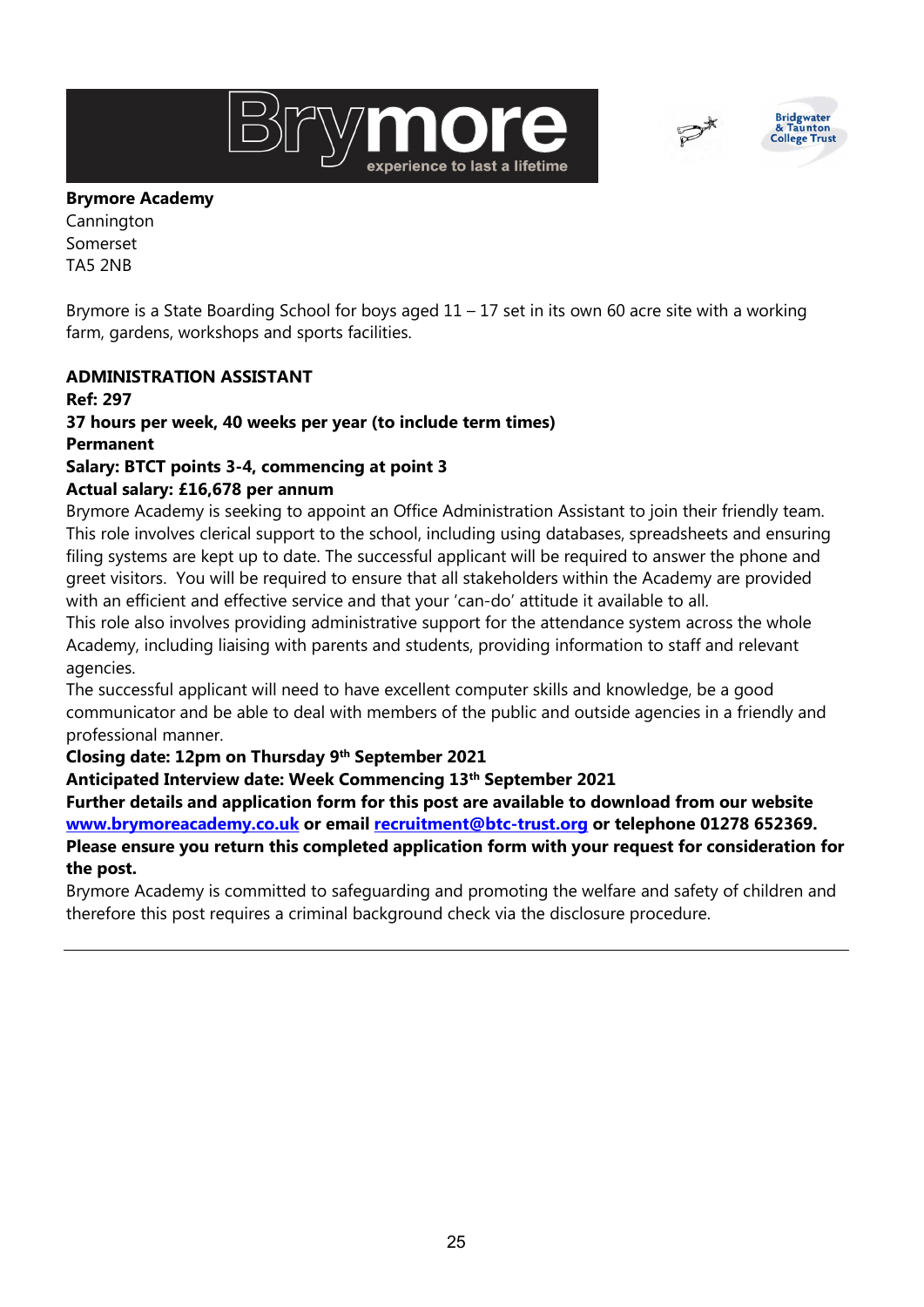**Brymore Academy**
Cannington
Somerset
TA5 2NB

Brymore is a State Boarding School for boys aged 11 – 17 set in its own 60 acre site with a working farm, gardens, workshops and sports facilities.

**ADMINISTRATION ASSISTANT**
**Ref: 297**
**37 hours per week, 40 weeks per year (to include term times)**
**Permanent**
**Salary: BTCT points 3-4, commencing at point 3**
**Actual salary: £16,678 per annum**

Brymore Academy is seeking to appoint an Office Administration Assistant to join their friendly team. This role involves clerical support to the school, including using databases, spreadsheets and ensuring filing systems are kept up to date. The successful applicant will be required to answer the phone and greet visitors. You will be required to ensure that all stakeholders within the Academy are provided with an efficient and effective service and that your 'can-do' attitude it available to all.

This role also involves providing administrative support for the attendance system across the whole Academy, including liaising with parents and students, providing information to staff and relevant agencies.

The successful applicant will need to have excellent computer skills and knowledge, be a good communicator and be able to deal with members of the public and outside agencies in a friendly and professional manner.

**Closing date: 12pm on Thursday 9th September 2021**
**Anticipated Interview date: Week Commencing 13th September 2021**
**Further details and application form for this post are available to download from our website [www.brymoreacademy.co.uk](http://www.brymoreacademy.co.uk) or email [recruitment@btc-trust.org](mailto:recruitment@btc-trust.org) or telephone 01278 652369.**
**Please ensure you return this completed application form with your request for consideration for the post.**

Brymore Academy is committed to safeguarding and promoting the welfare and safety of children and therefore this post requires a criminal background check via the disclosure procedure.

---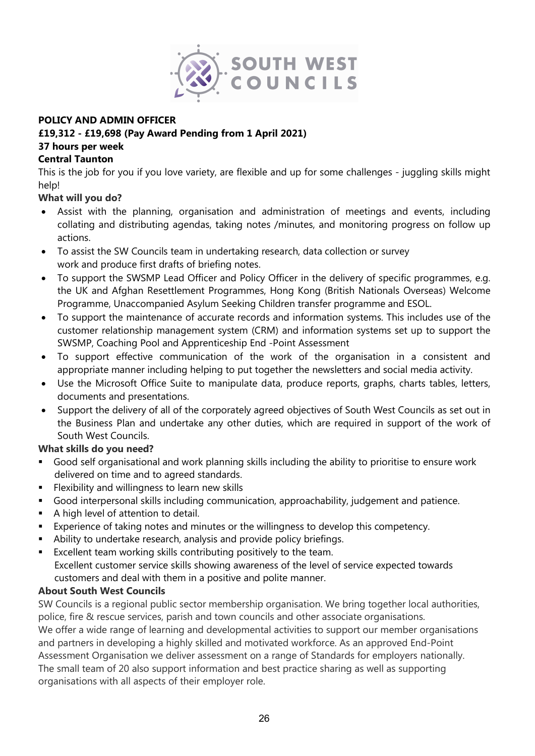SOUTH WEST COUNCILS

**POLICY AND ADMIN OFFICER**
**£19,312 - £19,698 (Pay Award Pending from 1 April 2021)**
**37 hours per week**
**Central Taunton**

This is the job for you if you love variety, are flexible and up for some challenges - juggling skills might help!

**What will you do?**

- Assist with the planning, organisation and administration of meetings and events, including collating and distributing agendas, taking notes /minutes, and monitoring progress on follow up actions.
- To assist the SW Councils team in undertaking research, data collection or survey work and produce first drafts of briefing notes.
- To support the SWSMP Lead Officer and Policy Officer in the delivery of specific programmes, e.g. the UK and Afghan Resettlement Programmes, Hong Kong (British Nationals Overseas) Welcome Programme, Unaccompanied Asylum Seeking Children transfer programme and ESOL.
- To support the maintenance of accurate records and information systems. This includes use of the customer relationship management system (CRM) and information systems set up to support the SWSMP, Coaching Pool and Apprenticeship End -Point Assessment
- To support effective communication of the work of the organisation in a consistent and appropriate manner including helping to put together the newsletters and social media activity.
- Use the Microsoft Office Suite to manipulate data, produce reports, graphs, charts tables, letters, documents and presentations.
- Support the delivery of all of the corporately agreed objectives of South West Councils as set out in the Business Plan and undertake any other duties, which are required in support of the work of South West Councils.

**What skills do you need?**

- Good self organisational and work planning skills including the ability to prioritise to ensure work delivered on time and to agreed standards.
- Flexibility and willingness to learn new skills
- Good interpersonal skills including communication, approachability, judgement and patience.
- A high level of attention to detail.
- Experience of taking notes and minutes or the willingness to develop this competency.
- Ability to undertake research, analysis and provide policy briefings.
- Excellent team working skills contributing positively to the team.
  Excellent customer service skills showing awareness of the level of service expected towards customers and deal with them in a positive and polite manner.

**About South West Councils**

SW Councils is a regional public sector membership organisation. We bring together local authorities, police, fire & rescue services, parish and town councils and other associate organisations.
We offer a wide range of learning and developmental activities to support our member organisations and partners in developing a highly skilled and motivated workforce. As an approved End-Point Assessment Organisation we deliver assessment on a range of Standards for employers nationally.
The small team of 20 also support information and best practice sharing as well as supporting organisations with all aspects of their employer role.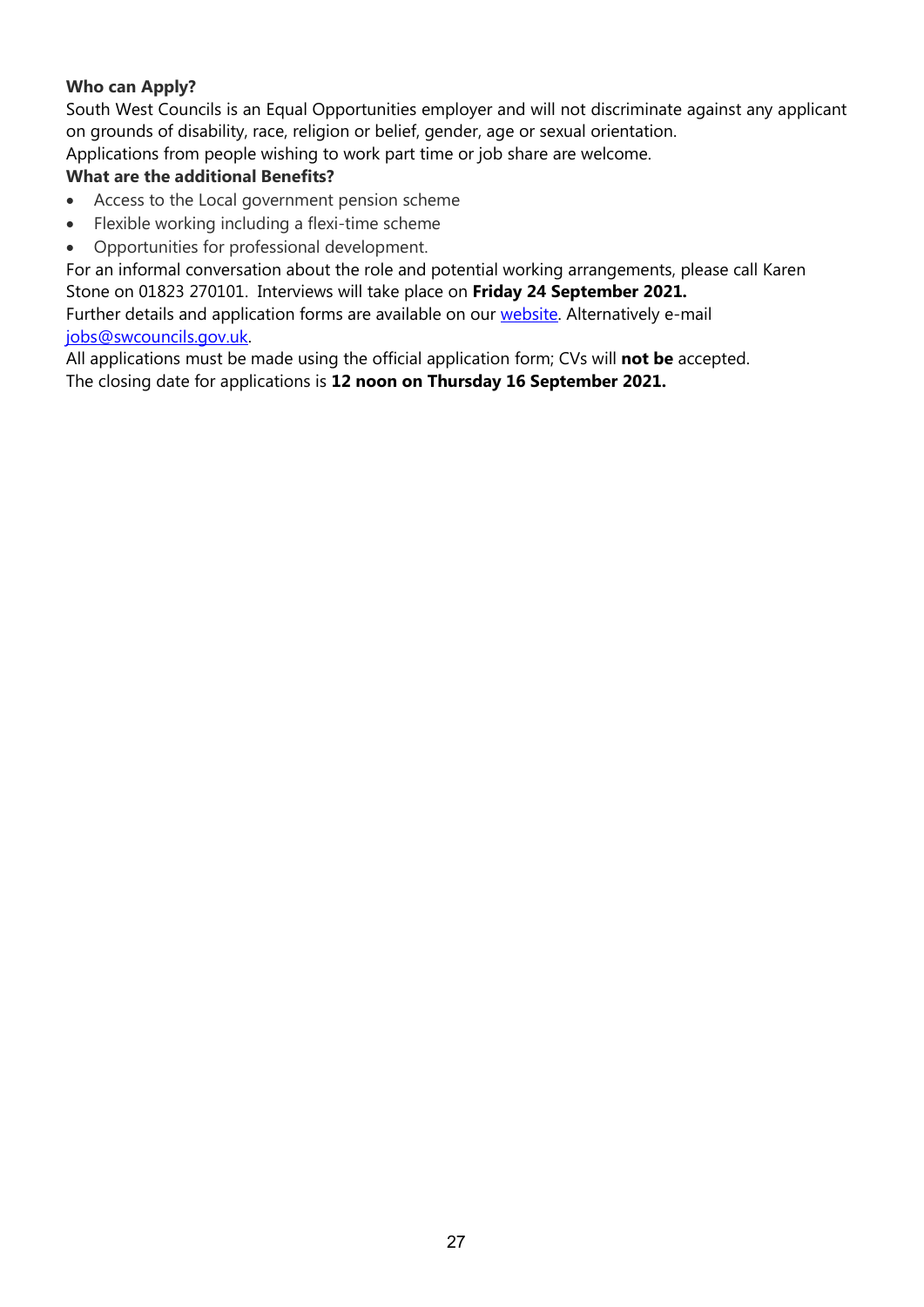**Who can Apply?**

South West Councils is an Equal Opportunities employer and will not discriminate against any applicant on grounds of disability, race, religion or belief, gender, age or sexual orientation.

Applications from people wishing to work part time or job share are welcome.

**What are the additional Benefits?**

- Access to the Local government pension scheme
- Flexible working including a flexi-time scheme
- Opportunities for professional development.

For an informal conversation about the role and potential working arrangements, please call Karen Stone on 01823 270101. Interviews will take place on **Friday 24 September 2021.**

Further details and application forms are available on our website. Alternatively e-mail jobs@swcouncils.gov.uk.

All applications must be made using the official application form; CVs will **not be** accepted.

The closing date for applications is **12 noon on Thursday 16 September 2021.**